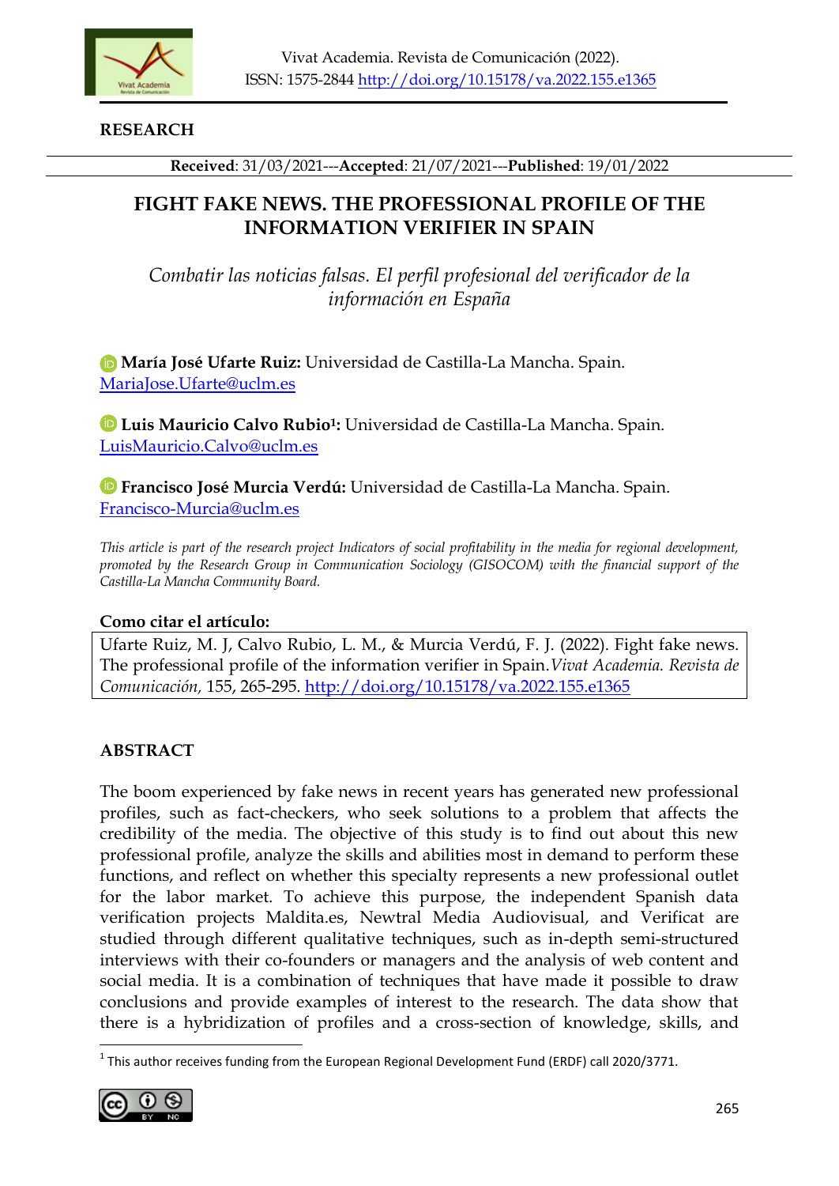**RESEARCH**

**Received**: 31/03/2021---**Accepted**: 21/07/2021---**Published**: 19/01/2022

# FIGHT FAKE NEWS. THE PROFESSIONAL PROFILE OF THE INFORMATION VERIFIER IN SPAIN

*Combatir las noticias falsas. El perfil profesional del verificador de la información en España*

**María José Ufarte Ruiz:** Universidad de Castilla-La Mancha. Spain. MariaJose.Ufarte@uclm.es

**Luis Mauricio Calvo Rubio[1]:** Universidad de Castilla-La Mancha. Spain. LuisMauricio.Calvo@uclm.es

**Francisco José Murcia Verdú:** Universidad de Castilla-La Mancha. Spain. Francisco-Murcia@uclm.es

*This article is part of the research project Indicators of social profitability in the media for regional development, promoted by the Research Group in Communication Sociology (GISOCOM) with the financial support of the Castilla-La Mancha Community Board.*

**Como citar el artículo:**

Ufarte Ruiz, M. J, Calvo Rubio, L. M., & Murcia Verdú, F. J. (2022). Fight fake news. The professional profile of the information verifier in Spain. *Vivat Academia. Revista de Comunicación,* 155, 265-295. http://doi.org/10.15178/va.2022.155.e1365

## ABSTRACT

The boom experienced by fake news in recent years has generated new professional profiles, such as fact-checkers, who seek solutions to a problem that affects the credibility of the media. The objective of this study is to find out about this new professional profile, analyze the skills and abilities most in demand to perform these functions, and reflect on whether this specialty represents a new professional outlet for the labor market. To achieve this purpose, the independent Spanish data verification projects Maldita.es, Newtral Media Audiovisual, and Verificat are studied through different qualitative techniques, such as in-depth semi-structured interviews with their co-founders or managers and the analysis of web content and social media. It is a combination of techniques that have made it possible to draw conclusions and provide examples of interest to the research. The data show that there is a hybridization of profiles and a cross-section of knowledge, skills, and

[1] This author receives funding from the European Regional Development Fund (ERDF) call 2020/3771.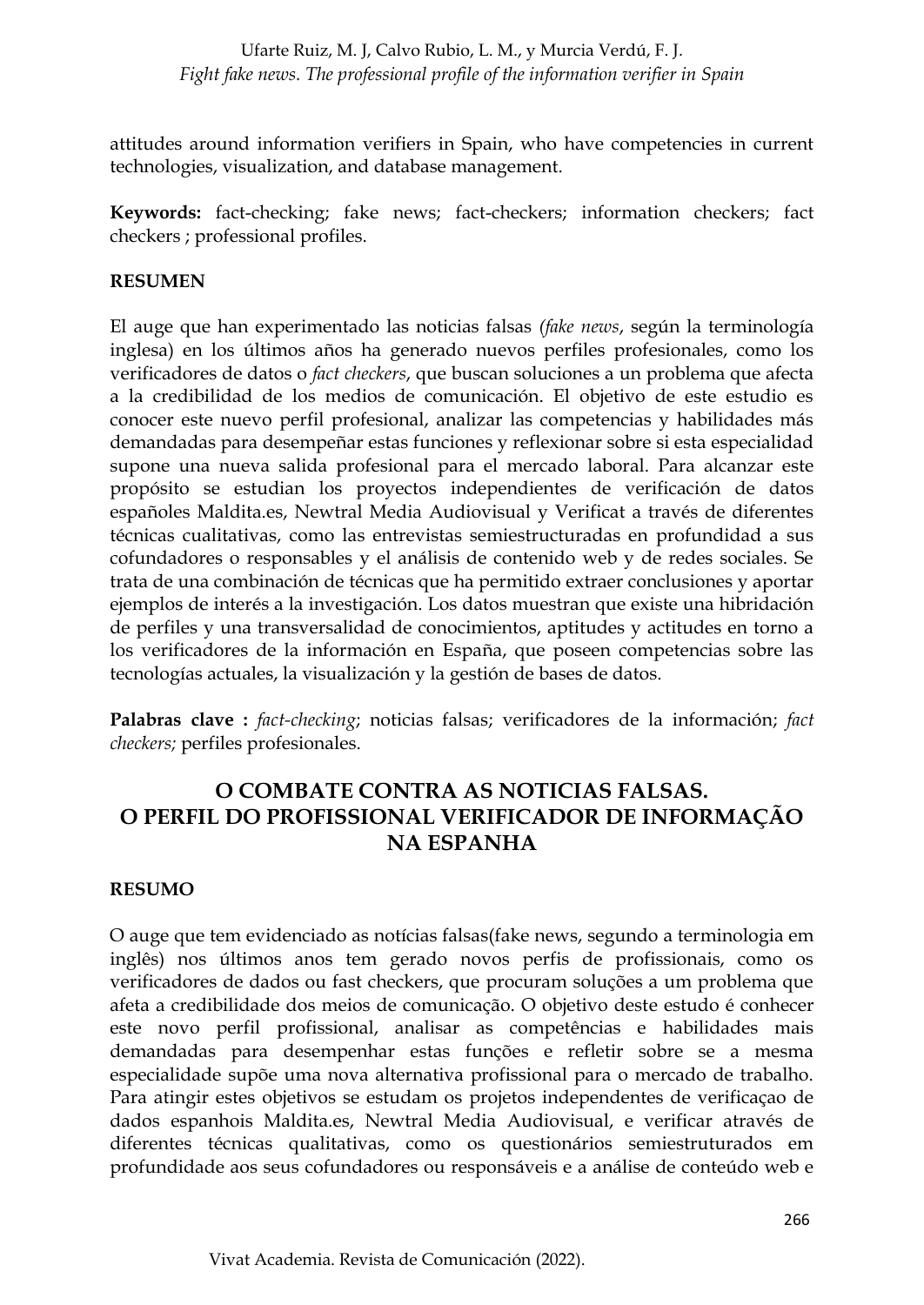attitudes around information verifiers in Spain, who have competencies in current technologies, visualization, and database management.

**Keywords:** fact-checking; fake news; fact-checkers; information checkers; fact checkers ; professional profiles.

**RESUMEN**

El auge que han experimentado las noticias falsas *(fake news*, según la terminología inglesa) en los últimos años ha generado nuevos perfiles profesionales, como los verificadores de datos o *fact checkers*, que buscan soluciones a un problema que afecta a la credibilidad de los medios de comunicación. El objetivo de este estudio es conocer este nuevo perfil profesional, analizar las competencias y habilidades más demandadas para desempeñar estas funciones y reflexionar sobre si esta especialidad supone una nueva salida profesional para el mercado laboral. Para alcanzar este propósito se estudian los proyectos independientes de verificación de datos españoles Maldita.es, Newtral Media Audiovisual y Verificat a través de diferentes técnicas cualitativas, como las entrevistas semiestructuradas en profundidad a sus cofundadores o responsables y el análisis de contenido web y de redes sociales. Se trata de una combinación de técnicas que ha permitido extraer conclusiones y aportar ejemplos de interés a la investigación. Los datos muestran que existe una hibridación de perfiles y una transversalidad de conocimientos, aptitudes y actitudes en torno a los verificadores de la información en España, que poseen competencias sobre las tecnologías actuales, la visualización y la gestión de bases de datos.

**Palabras clave :** *fact-checking*; noticias falsas; verificadores de la información; *fact checkers;* perfiles profesionales.

## O COMBATE CONTRA AS NOTICIAS FALSAS. O PERFIL DO PROFISSIONAL VERIFICADOR DE INFORMAÇÃO NA ESPANHA

**RESUMO**

O auge que tem evidenciado as notícias falsas(fake news, segundo a terminologia em inglês) nos últimos anos tem gerado novos perfis de profissionais, como os verificadores de dados ou fast checkers, que procuram soluções a um problema que afeta a credibilidade dos meios de comunicação. O objetivo deste estudo é conhecer este novo perfil profissional, analisar as competências e habilidades mais demandadas para desempenhar estas funções e refletir sobre se a mesma especialidade supõe uma nova alternativa profissional para o mercado de trabalho. Para atingir estes objetivos se estudam os projetos independentes de verificaçao de dados espanhois Maldita.es, Newtral Media Audiovisual, e verificar através de diferentes técnicas qualitativas, como os questionários semiestruturados em profundidade aos seus cofundadores ou responsáveis e a análise de conteúdo web e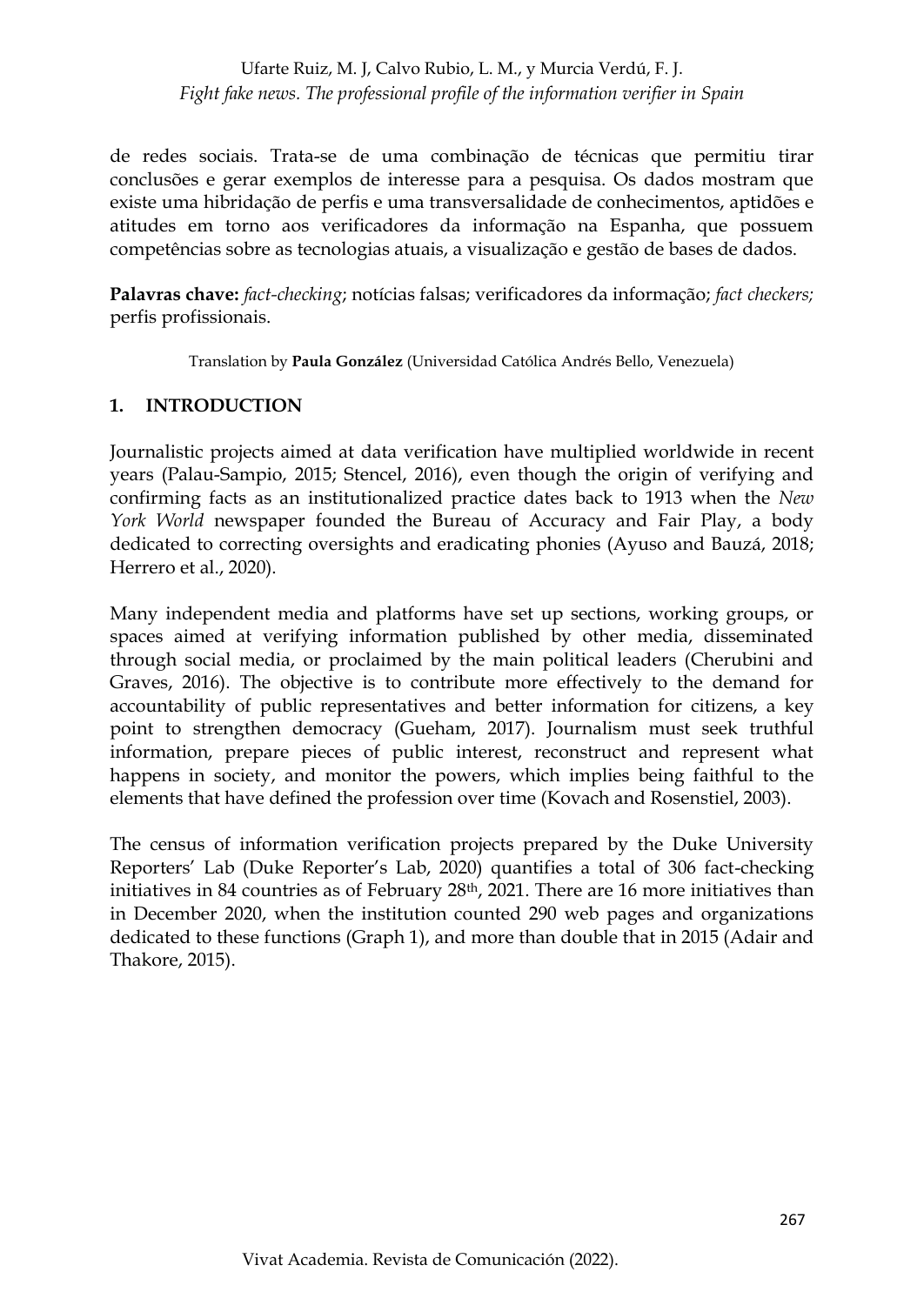de redes sociais. Trata-se de uma combinação de técnicas que permitiu tirar conclusões e gerar exemplos de interesse para a pesquisa. Os dados mostram que existe uma hibridação de perfis e uma transversalidade de conhecimentos, aptidões e atitudes em torno aos verificadores da informação na Espanha, que possuem competências sobre as tecnologias atuais, a visualização e gestão de bases de dados.

**Palavras chave:** *fact-checking*; notícias falsas; verificadores da informação; *fact checkers;* perfis profissionais.

Translation by **Paula González** (Universidad Católica Andrés Bello, Venezuela)

## 1. INTRODUCTION

Journalistic projects aimed at data verification have multiplied worldwide in recent years (Palau-Sampio, 2015; Stencel, 2016), even though the origin of verifying and confirming facts as an institutionalized practice dates back to 1913 when the *New York World* newspaper founded the Bureau of Accuracy and Fair Play, a body dedicated to correcting oversights and eradicating phonies (Ayuso and Bauzá, 2018; Herrero et al., 2020).

Many independent media and platforms have set up sections, working groups, or spaces aimed at verifying information published by other media, disseminated through social media, or proclaimed by the main political leaders (Cherubini and Graves, 2016). The objective is to contribute more effectively to the demand for accountability of public representatives and better information for citizens, a key point to strengthen democracy (Gueham, 2017). Journalism must seek truthful information, prepare pieces of public interest, reconstruct and represent what happens in society, and monitor the powers, which implies being faithful to the elements that have defined the profession over time (Kovach and Rosenstiel, 2003).

The census of information verification projects prepared by the Duke University Reporters' Lab (Duke Reporter's Lab, 2020) quantifies a total of 306 fact-checking initiatives in 84 countries as of February 28th, 2021. There are 16 more initiatives than in December 2020, when the institution counted 290 web pages and organizations dedicated to these functions (Graph 1), and more than double that in 2015 (Adair and Thakore, 2015).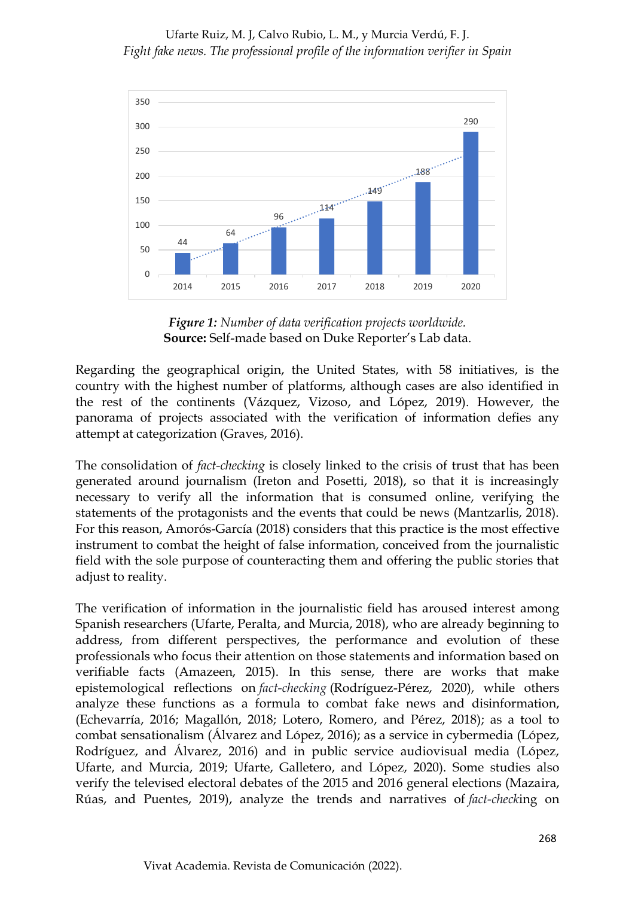**Figure 1:** *Number of data verification projects worldwide.*
**Source:** Self-made based on Duke Reporter's Lab data.

Regarding the geographical origin, the United States, with 58 initiatives, is the country with the highest number of platforms, although cases are also identified in the rest of the continents (Vázquez, Vizoso, and López, 2019). However, the panorama of projects associated with the verification of information defies any attempt at categorization (Graves, 2016).

The consolidation of *fact-checking* is closely linked to the crisis of trust that has been generated around journalism (Ireton and Posetti, 2018), so that it is increasingly necessary to verify all the information that is consumed online, verifying the statements of the protagonists and the events that could be news (Mantzarlis, 2018). For this reason, Amorós-García (2018) considers that this practice is the most effective instrument to combat the height of false information, conceived from the journalistic field with the sole purpose of counteracting them and offering the public stories that adjust to reality.

The verification of information in the journalistic field has aroused interest among Spanish researchers (Ufarte, Peralta, and Murcia, 2018), who are already beginning to address, from different perspectives, the performance and evolution of these professionals who focus their attention on those statements and information based on verifiable facts (Amazeen, 2015). In this sense, there are works that make epistemological reflections on *fact-checking* (Rodríguez-Pérez, 2020), while others analyze these functions as a formula to combat fake news and disinformation, (Echevarría, 2016; Magallón, 2018; Lotero, Romero, and Pérez, 2018); as a tool to combat sensationalism (Álvarez and López, 2016); as a service in cybermedia (López, Rodríguez, and Álvarez, 2016) and in public service audiovisual media (López, Ufarte, and Murcia, 2019; Ufarte, Galletero, and López, 2020). Some studies also verify the televised electoral debates of the 2015 and 2016 general elections (Mazaira, Rúas, and Puentes, 2019), analyze the trends and narratives of *fact-check*ing on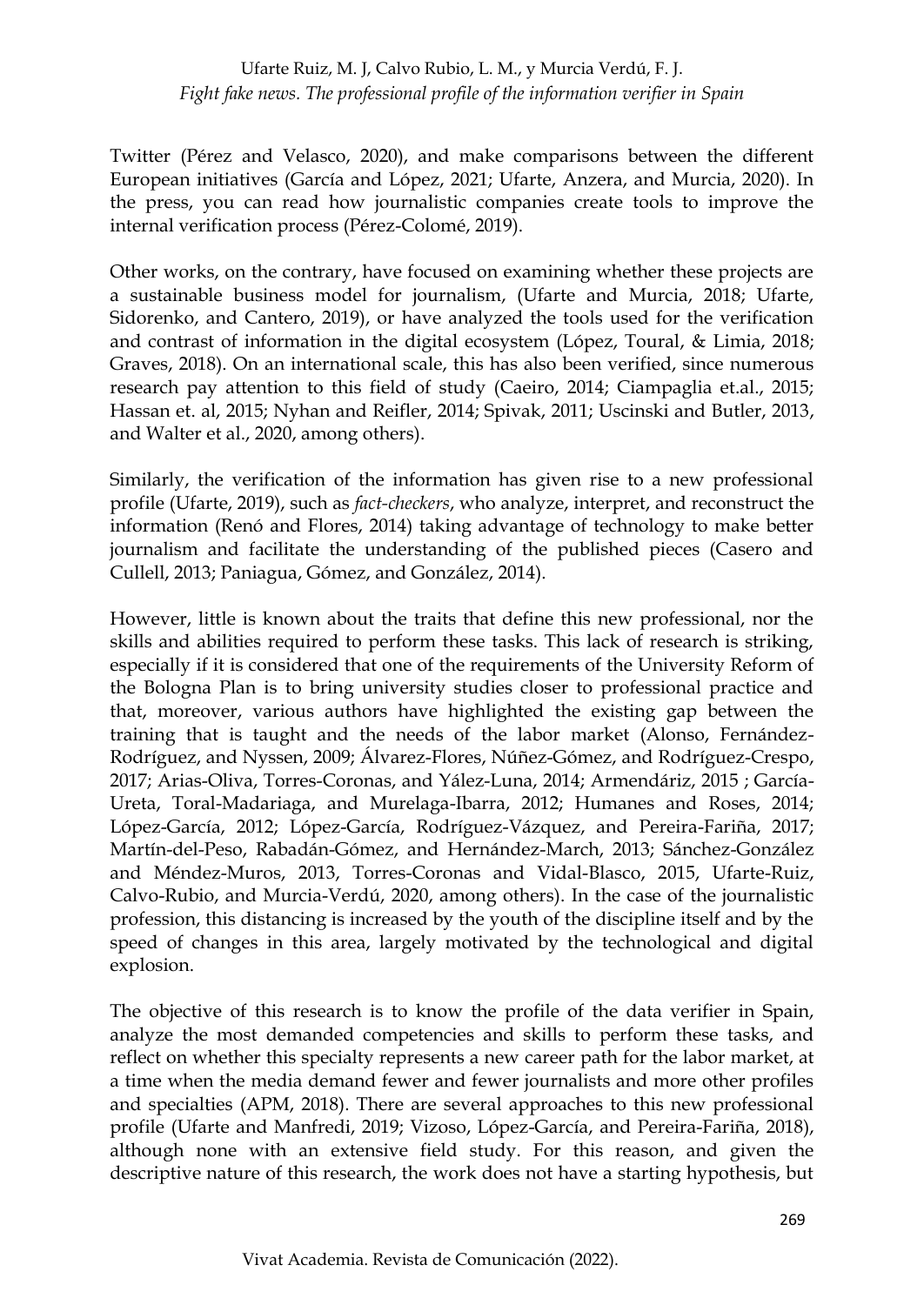Twitter (Pérez and Velasco, 2020), and make comparisons between the different European initiatives (García and López, 2021; Ufarte, Anzera, and Murcia, 2020). In the press, you can read how journalistic companies create tools to improve the internal verification process (Pérez-Colomé, 2019).

Other works, on the contrary, have focused on examining whether these projects are a sustainable business model for journalism, (Ufarte and Murcia, 2018; Ufarte, Sidorenko, and Cantero, 2019), or have analyzed the tools used for the verification and contrast of information in the digital ecosystem (López, Toural, & Limia, 2018; Graves, 2018). On an international scale, this has also been verified, since numerous research pay attention to this field of study (Caeiro, 2014; Ciampaglia et.al., 2015; Hassan et. al, 2015; Nyhan and Reifler, 2014; Spivak, 2011; Uscinski and Butler, 2013, and Walter et al., 2020, among others).

Similarly, the verification of the information has given rise to a new professional profile (Ufarte, 2019), such as *fact-checkers*, who analyze, interpret, and reconstruct the information (Renó and Flores, 2014) taking advantage of technology to make better journalism and facilitate the understanding of the published pieces (Casero and Cullell, 2013; Paniagua, Gómez, and González, 2014).

However, little is known about the traits that define this new professional, nor the skills and abilities required to perform these tasks. This lack of research is striking, especially if it is considered that one of the requirements of the University Reform of the Bologna Plan is to bring university studies closer to professional practice and that, moreover, various authors have highlighted the existing gap between the training that is taught and the needs of the labor market (Alonso, Fernández-Rodríguez, and Nyssen, 2009; Álvarez-Flores, Núñez-Gómez, and Rodríguez-Crespo, 2017; Arias-Oliva, Torres-Coronas, and Yález-Luna, 2014; Armendáriz, 2015 ; García-Ureta, Toral-Madariaga, and Murelaga-Ibarra, 2012; Humanes and Roses, 2014; López-García, 2012; López-García, Rodríguez-Vázquez, and Pereira-Fariña, 2017; Martín-del-Peso, Rabadán-Gómez, and Hernández-March, 2013; Sánchez-González and Méndez-Muros, 2013, Torres-Coronas and Vidal-Blasco, 2015, Ufarte-Ruiz, Calvo-Rubio, and Murcia-Verdú, 2020, among others). In the case of the journalistic profession, this distancing is increased by the youth of the discipline itself and by the speed of changes in this area, largely motivated by the technological and digital explosion.

The objective of this research is to know the profile of the data verifier in Spain, analyze the most demanded competencies and skills to perform these tasks, and reflect on whether this specialty represents a new career path for the labor market, at a time when the media demand fewer and fewer journalists and more other profiles and specialties (APM, 2018). There are several approaches to this new professional profile (Ufarte and Manfredi, 2019; Vizoso, López-García, and Pereira-Fariña, 2018), although none with an extensive field study. For this reason, and given the descriptive nature of this research, the work does not have a starting hypothesis, but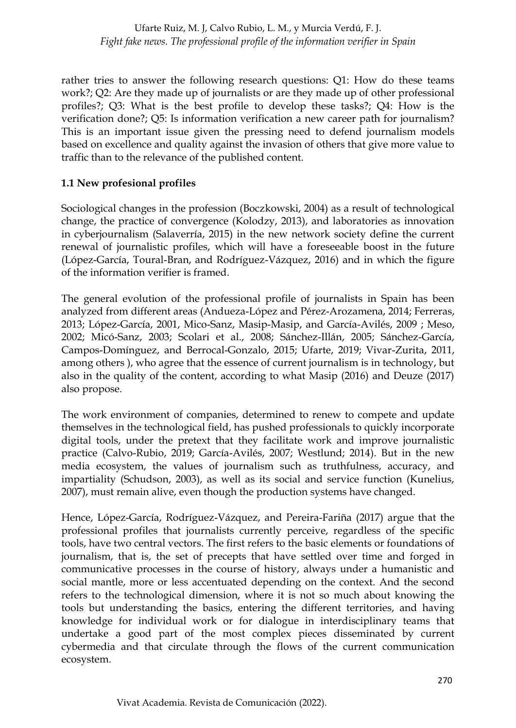rather tries to answer the following research questions: Q1: How do these teams work?; Q2: Are they made up of journalists or are they made up of other professional profiles?; Q3: What is the best profile to develop these tasks?; Q4: How is the verification done?; Q5: Is information verification a new career path for journalism? This is an important issue given the pressing need to defend journalism models based on excellence and quality against the invasion of others that give more value to traffic than to the relevance of the published content.

### 1.1 New profesional profiles

Sociological changes in the profession (Boczkowski, 2004) as a result of technological change, the practice of convergence (Kolodzy, 2013), and laboratories as innovation in cyberjournalism (Salaverría, 2015) in the new network society define the current renewal of journalistic profiles, which will have a foreseeable boost in the future (López-García, Toural-Bran, and Rodríguez-Vázquez, 2016) and in which the figure of the information verifier is framed.

The general evolution of the professional profile of journalists in Spain has been analyzed from different areas (Andueza-López and Pérez-Arozamena, 2014; Ferreras, 2013; López-García, 2001, Mico-Sanz, Masip-Masip, and García-Avilés, 2009 ; Meso, 2002; Micó-Sanz, 2003; Scolari et al., 2008; Sánchez-Illán, 2005; Sánchez-García, Campos-Domínguez, and Berrocal-Gonzalo, 2015; Ufarte, 2019; Vivar-Zurita, 2011, among others ), who agree that the essence of current journalism is in technology, but also in the quality of the content, according to what Masip (2016) and Deuze (2017) also propose.

The work environment of companies, determined to renew to compete and update themselves in the technological field, has pushed professionals to quickly incorporate digital tools, under the pretext that they facilitate work and improve journalistic practice (Calvo-Rubio, 2019; García-Avilés, 2007; Westlund; 2014). But in the new media ecosystem, the values of journalism such as truthfulness, accuracy, and impartiality (Schudson, 2003), as well as its social and service function (Kunelius, 2007), must remain alive, even though the production systems have changed.

Hence, López-García, Rodríguez-Vázquez, and Pereira-Fariña (2017) argue that the professional profiles that journalists currently perceive, regardless of the specific tools, have two central vectors. The first refers to the basic elements or foundations of journalism, that is, the set of precepts that have settled over time and forged in communicative processes in the course of history, always under a humanistic and social mantle, more or less accentuated depending on the context. And the second refers to the technological dimension, where it is not so much about knowing the tools but understanding the basics, entering the different territories, and having knowledge for individual work or for dialogue in interdisciplinary teams that undertake a good part of the most complex pieces disseminated by current cybermedia and that circulate through the flows of the current communication ecosystem.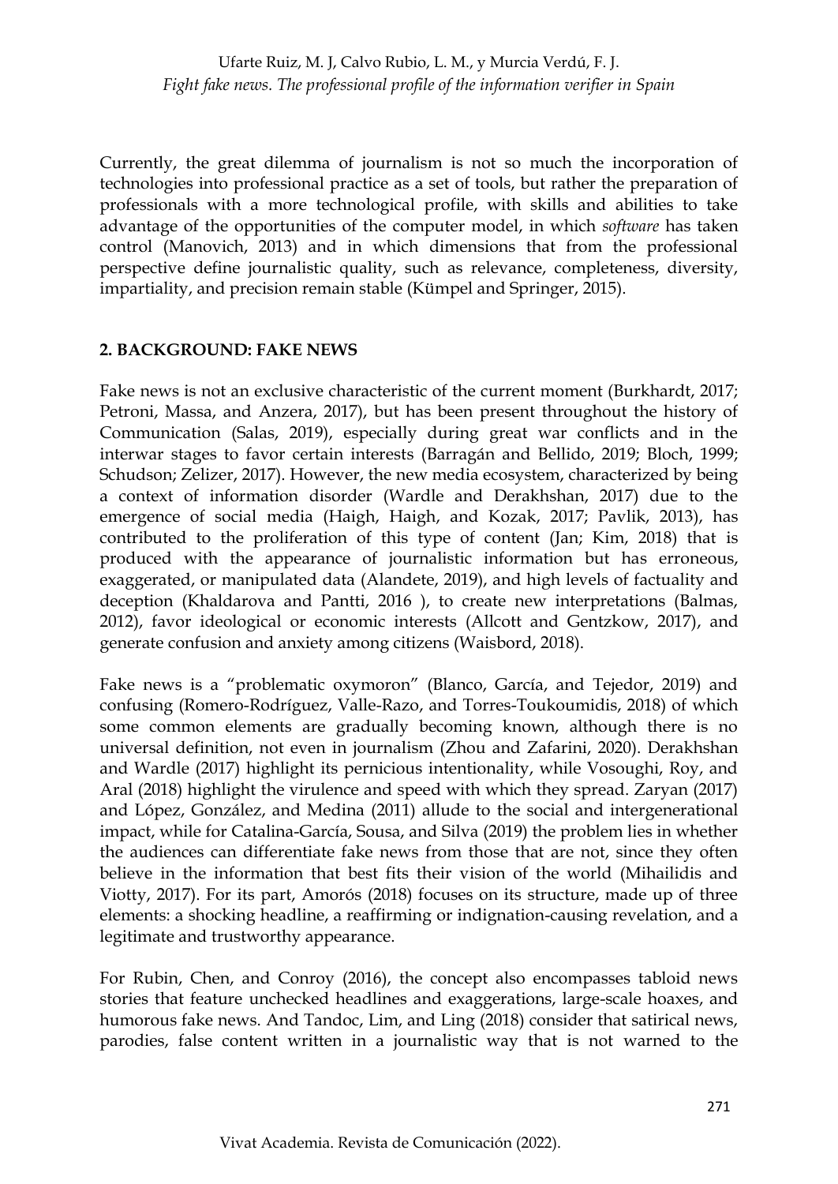Currently, the great dilemma of journalism is not so much the incorporation of technologies into professional practice as a set of tools, but rather the preparation of professionals with a more technological profile, with skills and abilities to take advantage of the opportunities of the computer model, in which *software* has taken control (Manovich, 2013) and in which dimensions that from the professional perspective define journalistic quality, such as relevance, completeness, diversity, impartiality, and precision remain stable (Kümpel and Springer, 2015).

## 2. BACKGROUND: FAKE NEWS

Fake news is not an exclusive characteristic of the current moment (Burkhardt, 2017; Petroni, Massa, and Anzera, 2017), but has been present throughout the history of Communication (Salas, 2019), especially during great war conflicts and in the interwar stages to favor certain interests (Barragán and Bellido, 2019; Bloch, 1999; Schudson; Zelizer, 2017). However, the new media ecosystem, characterized by being a context of information disorder (Wardle and Derakhshan, 2017) due to the emergence of social media (Haigh, Haigh, and Kozak, 2017; Pavlik, 2013), has contributed to the proliferation of this type of content (Jan; Kim, 2018) that is produced with the appearance of journalistic information but has erroneous, exaggerated, or manipulated data (Alandete, 2019), and high levels of factuality and deception (Khaldarova and Pantti, 2016 ), to create new interpretations (Balmas, 2012), favor ideological or economic interests (Allcott and Gentzkow, 2017), and generate confusion and anxiety among citizens (Waisbord, 2018).

Fake news is a "problematic oxymoron" (Blanco, García, and Tejedor, 2019) and confusing (Romero-Rodríguez, Valle-Razo, and Torres-Toukoumidis, 2018) of which some common elements are gradually becoming known, although there is no universal definition, not even in journalism (Zhou and Zafarini, 2020). Derakhshan and Wardle (2017) highlight its pernicious intentionality, while Vosoughi, Roy, and Aral (2018) highlight the virulence and speed with which they spread. Zaryan (2017) and López, González, and Medina (2011) allude to the social and intergenerational impact, while for Catalina-García, Sousa, and Silva (2019) the problem lies in whether the audiences can differentiate fake news from those that are not, since they often believe in the information that best fits their vision of the world (Mihailidis and Viotty, 2017). For its part, Amorós (2018) focuses on its structure, made up of three elements: a shocking headline, a reaffirming or indignation-causing revelation, and a legitimate and trustworthy appearance.

For Rubin, Chen, and Conroy (2016), the concept also encompasses tabloid news stories that feature unchecked headlines and exaggerations, large-scale hoaxes, and humorous fake news. And Tandoc, Lim, and Ling (2018) consider that satirical news, parodies, false content written in a journalistic way that is not warned to the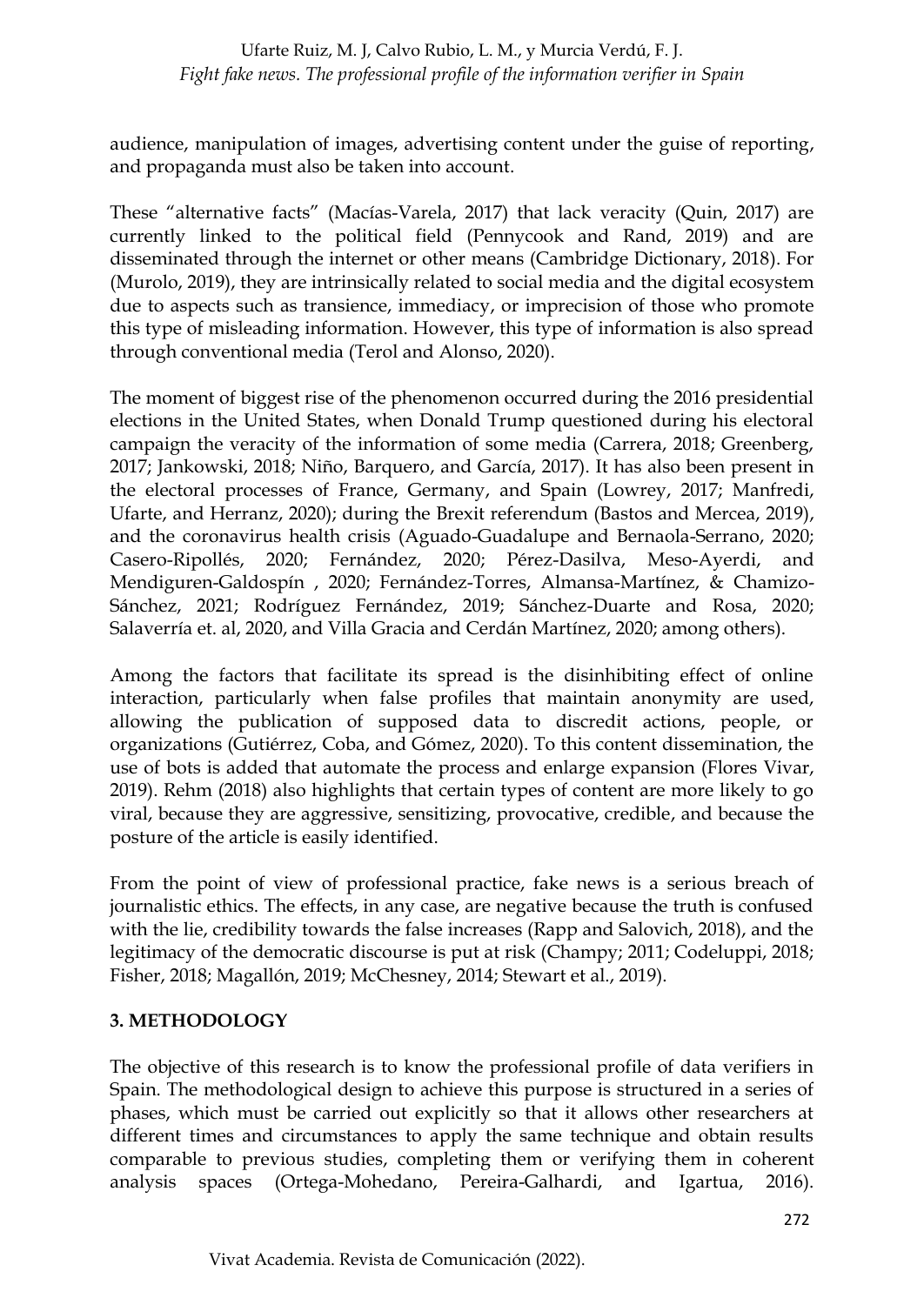audience, manipulation of images, advertising content under the guise of reporting, and propaganda must also be taken into account.

These "alternative facts" (Macías-Varela, 2017) that lack veracity (Quin, 2017) are currently linked to the political field (Pennycook and Rand, 2019) and are disseminated through the internet or other means (Cambridge Dictionary, 2018). For (Murolo, 2019), they are intrinsically related to social media and the digital ecosystem due to aspects such as transience, immediacy, or imprecision of those who promote this type of misleading information. However, this type of information is also spread through conventional media (Terol and Alonso, 2020).

The moment of biggest rise of the phenomenon occurred during the 2016 presidential elections in the United States, when Donald Trump questioned during his electoral campaign the veracity of the information of some media (Carrera, 2018; Greenberg, 2017; Jankowski, 2018; Niño, Barquero, and García, 2017). It has also been present in the electoral processes of France, Germany, and Spain (Lowrey, 2017; Manfredi, Ufarte, and Herranz, 2020); during the Brexit referendum (Bastos and Mercea, 2019), and the coronavirus health crisis (Aguado-Guadalupe and Bernaola-Serrano, 2020; Casero-Ripollés, 2020; Fernández, 2020; Pérez-Dasilva, Meso-Ayerdi, and Mendiguren-Galdospín , 2020; Fernández-Torres, Almansa-Martínez, & Chamizo-Sánchez, 2021; Rodríguez Fernández, 2019; Sánchez-Duarte and Rosa, 2020; Salaverría et. al, 2020, and Villa Gracia and Cerdán Martínez, 2020; among others).

Among the factors that facilitate its spread is the disinhibiting effect of online interaction, particularly when false profiles that maintain anonymity are used, allowing the publication of supposed data to discredit actions, people, or organizations (Gutiérrez, Coba, and Gómez, 2020). To this content dissemination, the use of bots is added that automate the process and enlarge expansion (Flores Vivar, 2019). Rehm (2018) also highlights that certain types of content are more likely to go viral, because they are aggressive, sensitizing, provocative, credible, and because the posture of the article is easily identified.

From the point of view of professional practice, fake news is a serious breach of journalistic ethics. The effects, in any case, are negative because the truth is confused with the lie, credibility towards the false increases (Rapp and Salovich, 2018), and the legitimacy of the democratic discourse is put at risk (Champy; 2011; Codeluppi, 2018; Fisher, 2018; Magallón, 2019; McChesney, 2014; Stewart et al., 2019).

## 3. METHODOLOGY

The objective of this research is to know the professional profile of data verifiers in Spain. The methodological design to achieve this purpose is structured in a series of phases, which must be carried out explicitly so that it allows other researchers at different times and circumstances to apply the same technique and obtain results comparable to previous studies, completing them or verifying them in coherent analysis spaces (Ortega-Mohedano, Pereira-Galhardi, and Igartua, 2016).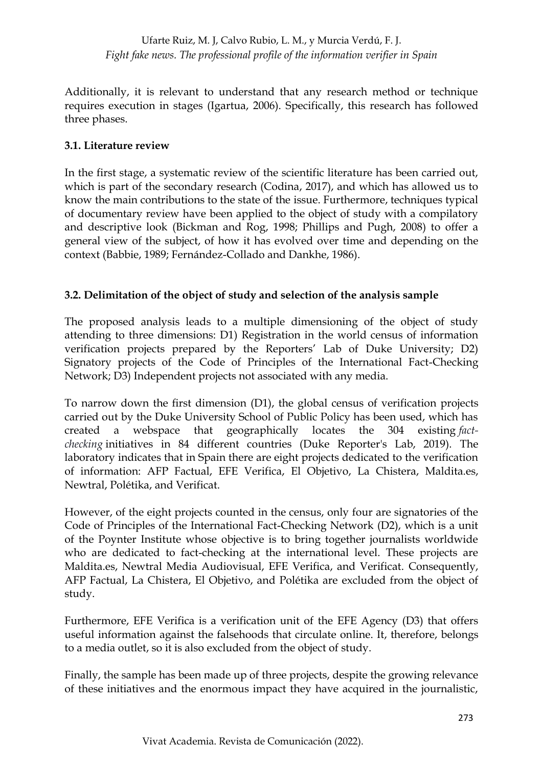Additionally, it is relevant to understand that any research method or technique requires execution in stages (Igartua, 2006). Specifically, this research has followed three phases.

### 3.1. Literature review

In the first stage, a systematic review of the scientific literature has been carried out, which is part of the secondary research (Codina, 2017), and which has allowed us to know the main contributions to the state of the issue. Furthermore, techniques typical of documentary review have been applied to the object of study with a compilatory and descriptive look (Bickman and Rog, 1998; Phillips and Pugh, 2008) to offer a general view of the subject, of how it has evolved over time and depending on the context (Babbie, 1989; Fernández-Collado and Dankhe, 1986).

### 3.2. Delimitation of the object of study and selection of the analysis sample

The proposed analysis leads to a multiple dimensioning of the object of study attending to three dimensions: D1) Registration in the world census of information verification projects prepared by the Reporters' Lab of Duke University; D2) Signatory projects of the Code of Principles of the International Fact-Checking Network; D3) Independent projects not associated with any media.

To narrow down the first dimension (D1), the global census of verification projects carried out by the Duke University School of Public Policy has been used, which has created a webspace that geographically locates the 304 existing *fact-checking* initiatives in 84 different countries (Duke Reporter's Lab, 2019). The laboratory indicates that in Spain there are eight projects dedicated to the verification of information: AFP Factual, EFE Verifica, El Objetivo, La Chistera, Maldita.es, Newtral, Polétika, and Verificat.

However, of the eight projects counted in the census, only four are signatories of the Code of Principles of the International Fact-Checking Network (D2), which is a unit of the Poynter Institute whose objective is to bring together journalists worldwide who are dedicated to fact-checking at the international level. These projects are Maldita.es, Newtral Media Audiovisual, EFE Verifica, and Verificat. Consequently, AFP Factual, La Chistera, El Objetivo, and Polétika are excluded from the object of study.

Furthermore, EFE Verifica is a verification unit of the EFE Agency (D3) that offers useful information against the falsehoods that circulate online. It, therefore, belongs to a media outlet, so it is also excluded from the object of study.

Finally, the sample has been made up of three projects, despite the growing relevance of these initiatives and the enormous impact they have acquired in the journalistic,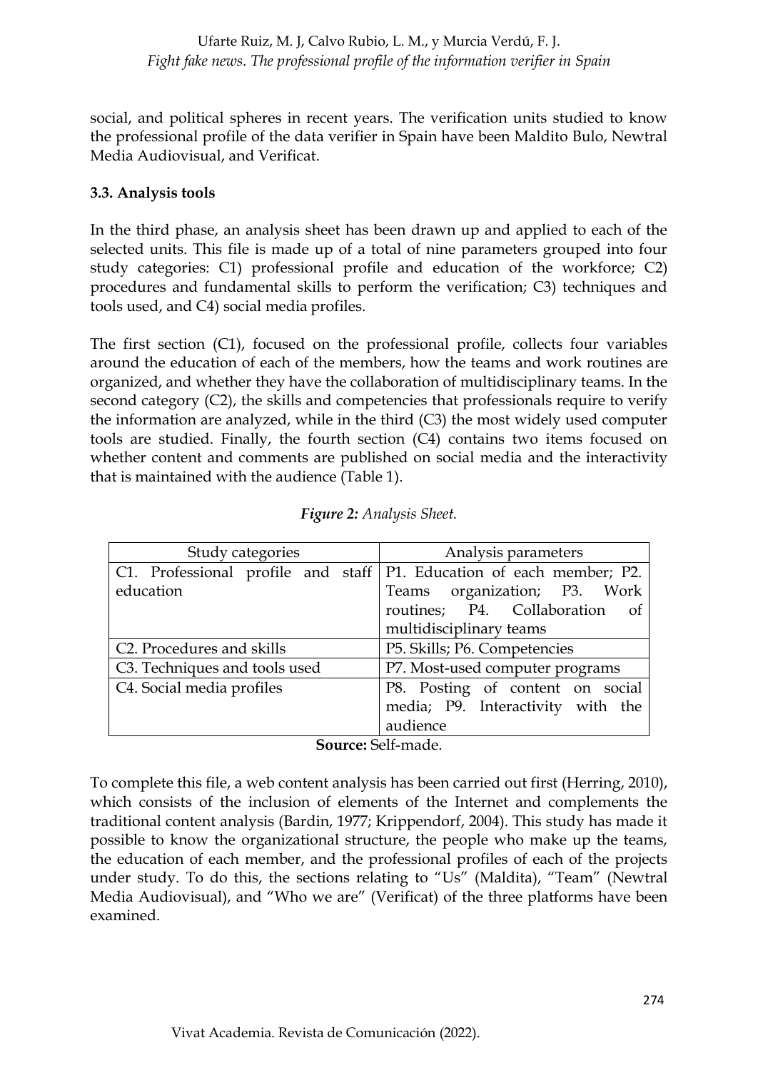social, and political spheres in recent years. The verification units studied to know the professional profile of the data verifier in Spain have been Maldito Bulo, Newtral Media Audiovisual, and Verificat.

### 3.3. Analysis tools

In the third phase, an analysis sheet has been drawn up and applied to each of the selected units. This file is made up of a total of nine parameters grouped into four study categories: C1) professional profile and education of the workforce; C2) procedures and fundamental skills to perform the verification; C3) techniques and tools used, and C4) social media profiles.

The first section (C1), focused on the professional profile, collects four variables around the education of each of the members, how the teams and work routines are organized, and whether they have the collaboration of multidisciplinary teams. In the second category (C2), the skills and competencies that professionals require to verify the information are analyzed, while in the third (C3) the most widely used computer tools are studied. Finally, the fourth section (C4) contains two items focused on whether content and comments are published on social media and the interactivity that is maintained with the audience (Table 1).

***Figure 2:*** *Analysis Sheet.*

| Study categories | Analysis parameters |
| --- | --- |
| C1. Professional profile and staff education | P1. Education of each member; P2. Teams organization; P3. Work routines; P4. Collaboration of multidisciplinary teams |
| C2. Procedures and skills | P5. Skills; P6. Competencies |
| C3. Techniques and tools used | P7. Most-used computer programs |
| C4. Social media profiles | P8. Posting of content on social media; P9. Interactivity with the audience |

**Source:** Self-made.

To complete this file, a web content analysis has been carried out first (Herring, 2010), which consists of the inclusion of elements of the Internet and complements the traditional content analysis (Bardin, 1977; Krippendorf, 2004). This study has made it possible to know the organizational structure, the people who make up the teams, the education of each member, and the professional profiles of each of the projects under study. To do this, the sections relating to "Us" (Maldita), "Team" (Newtral Media Audiovisual), and "Who we are" (Verificat) of the three platforms have been examined.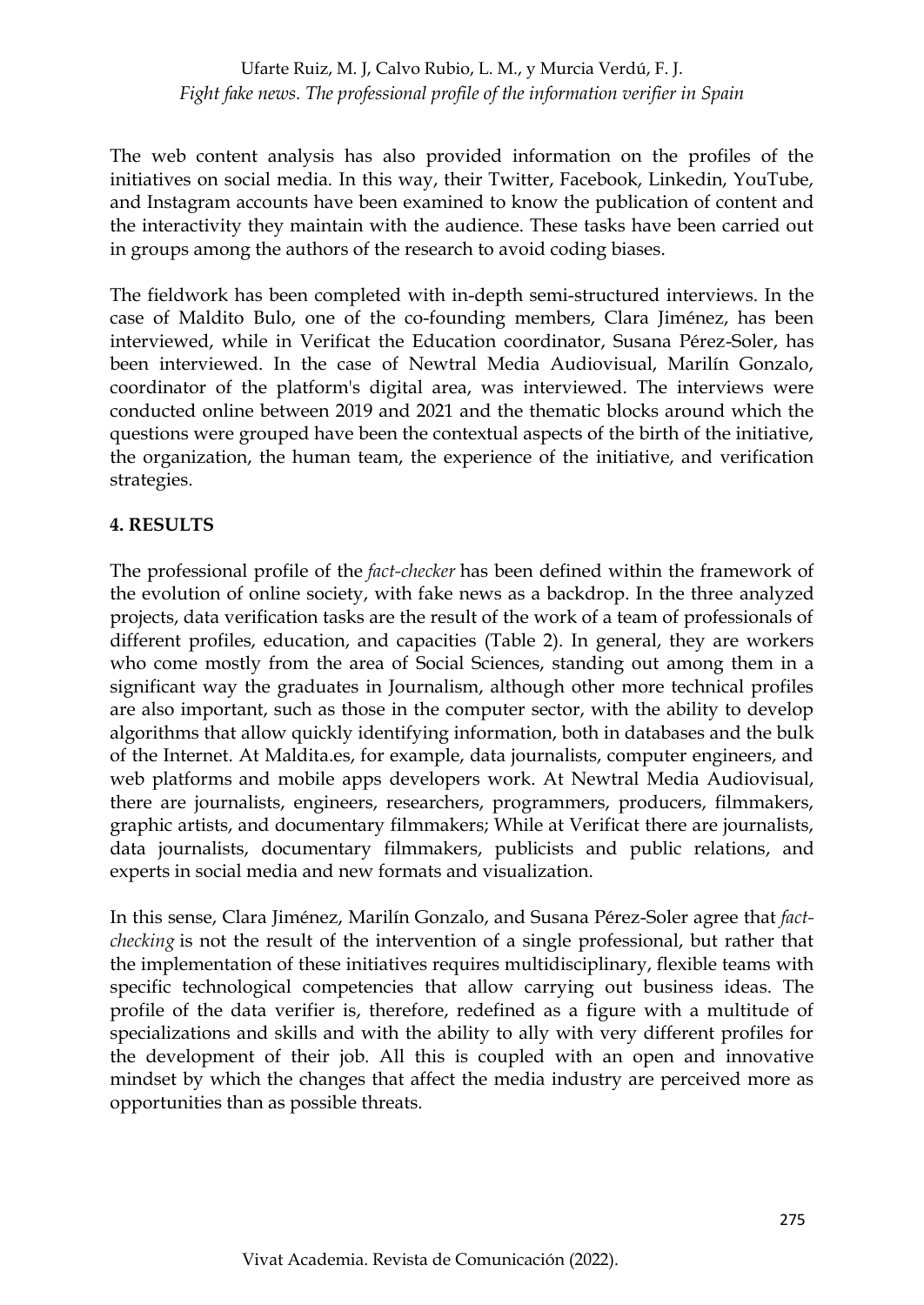The web content analysis has also provided information on the profiles of the initiatives on social media. In this way, their Twitter, Facebook, Linkedin, YouTube, and Instagram accounts have been examined to know the publication of content and the interactivity they maintain with the audience. These tasks have been carried out in groups among the authors of the research to avoid coding biases.

The fieldwork has been completed with in-depth semi-structured interviews. In the case of Maldito Bulo, one of the co-founding members, Clara Jiménez, has been interviewed, while in Verificat the Education coordinator, Susana Pérez-Soler, has been interviewed. In the case of Newtral Media Audiovisual, Marilín Gonzalo, coordinator of the platform's digital area, was interviewed. The interviews were conducted online between 2019 and 2021 and the thematic blocks around which the questions were grouped have been the contextual aspects of the birth of the initiative, the organization, the human team, the experience of the initiative, and verification strategies.

## 4. RESULTS

The professional profile of the *fact-checker* has been defined within the framework of the evolution of online society, with fake news as a backdrop. In the three analyzed projects, data verification tasks are the result of the work of a team of professionals of different profiles, education, and capacities (Table 2). In general, they are workers who come mostly from the area of Social Sciences, standing out among them in a significant way the graduates in Journalism, although other more technical profiles are also important, such as those in the computer sector, with the ability to develop algorithms that allow quickly identifying information, both in databases and the bulk of the Internet. At Maldita.es, for example, data journalists, computer engineers, and web platforms and mobile apps developers work. At Newtral Media Audiovisual, there are journalists, engineers, researchers, programmers, producers, filmmakers, graphic artists, and documentary filmmakers; While at Verificat there are journalists, data journalists, documentary filmmakers, publicists and public relations, and experts in social media and new formats and visualization.

In this sense, Clara Jiménez, Marilín Gonzalo, and Susana Pérez-Soler agree that *fact-checking* is not the result of the intervention of a single professional, but rather that the implementation of these initiatives requires multidisciplinary, flexible teams with specific technological competencies that allow carrying out business ideas. The profile of the data verifier is, therefore, redefined as a figure with a multitude of specializations and skills and with the ability to ally with very different profiles for the development of their job. All this is coupled with an open and innovative mindset by which the changes that affect the media industry are perceived more as opportunities than as possible threats.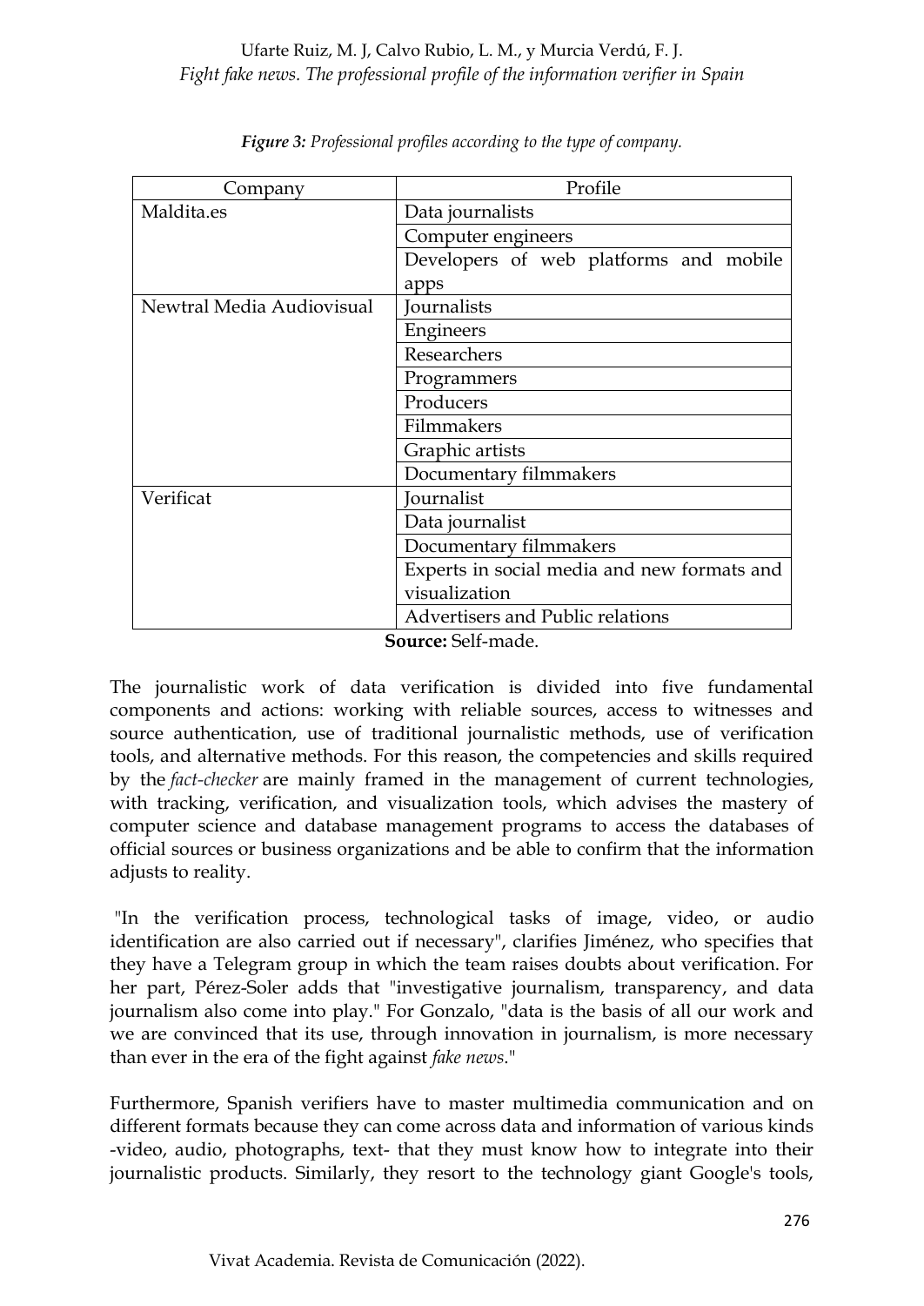***Figure 3:*** *Professional profiles according to the type of company.*

| Company | Profile |
| --- | --- |
| Maldita.es | Data journalists |
| | Computer engineers |
| | Developers of web platforms and mobile apps |
| Newtral Media Audiovisual | Journalists |
| | Engineers |
| | Researchers |
| | Programmers |
| | Producers |
| | Filmmakers |
| | Graphic artists |
| | Documentary filmmakers |
| Verificat | Journalist |
| | Data journalist |
| | Documentary filmmakers |
| | Experts in social media and new formats and visualization |
| | Advertisers and Public relations |

**Source:** Self-made.

The journalistic work of data verification is divided into five fundamental components and actions: working with reliable sources, access to witnesses and source authentication, use of traditional journalistic methods, use of verification tools, and alternative methods. For this reason, the competencies and skills required by the *fact-checker* are mainly framed in the management of current technologies, with tracking, verification, and visualization tools, which advises the mastery of computer science and database management programs to access the databases of official sources or business organizations and be able to confirm that the information adjusts to reality.

"In the verification process, technological tasks of image, video, or audio identification are also carried out if necessary", clarifies Jiménez, who specifies that they have a Telegram group in which the team raises doubts about verification. For her part, Pérez-Soler adds that "investigative journalism, transparency, and data journalism also come into play." For Gonzalo, "data is the basis of all our work and we are convinced that its use, through innovation in journalism, is more necessary than ever in the era of the fight against *fake news*."

Furthermore, Spanish verifiers have to master multimedia communication and on different formats because they can come across data and information of various kinds -video, audio, photographs, text- that they must know how to integrate into their journalistic products. Similarly, they resort to the technology giant Google's tools,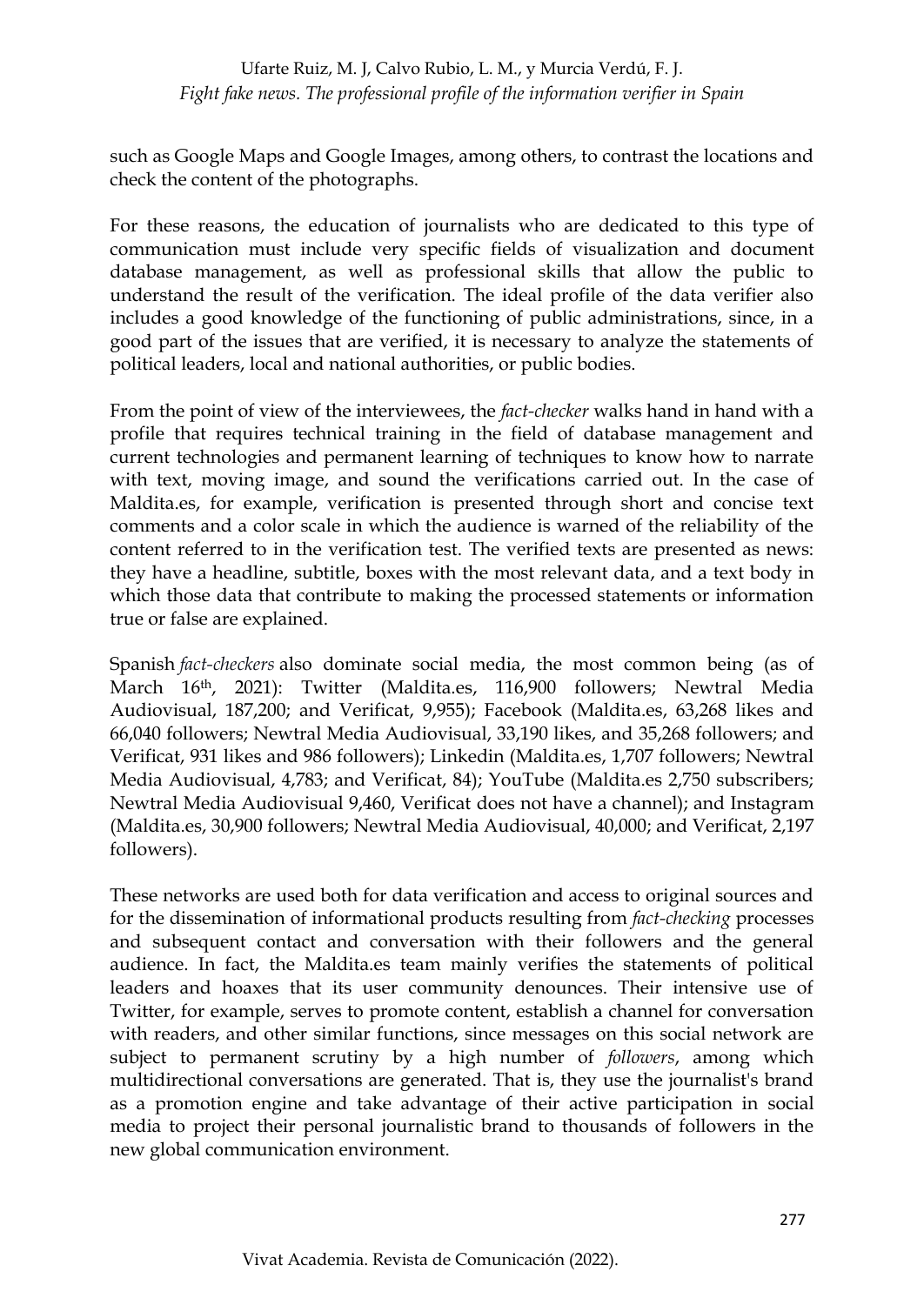such as Google Maps and Google Images, among others, to contrast the locations and check the content of the photographs.

For these reasons, the education of journalists who are dedicated to this type of communication must include very specific fields of visualization and document database management, as well as professional skills that allow the public to understand the result of the verification. The ideal profile of the data verifier also includes a good knowledge of the functioning of public administrations, since, in a good part of the issues that are verified, it is necessary to analyze the statements of political leaders, local and national authorities, or public bodies.

From the point of view of the interviewees, the *fact-checker* walks hand in hand with a profile that requires technical training in the field of database management and current technologies and permanent learning of techniques to know how to narrate with text, moving image, and sound the verifications carried out. In the case of Maldita.es, for example, verification is presented through short and concise text comments and a color scale in which the audience is warned of the reliability of the content referred to in the verification test. The verified texts are presented as news: they have a headline, subtitle, boxes with the most relevant data, and a text body in which those data that contribute to making the processed statements or information true or false are explained.

Spanish *fact-checkers* also dominate social media, the most common being (as of March 16th, 2021): Twitter (Maldita.es, 116,900 followers; Newtral Media Audiovisual, 187,200; and Verificat, 9,955); Facebook (Maldita.es, 63,268 likes and 66,040 followers; Newtral Media Audiovisual, 33,190 likes, and 35,268 followers; and Verificat, 931 likes and 986 followers); Linkedin (Maldita.es, 1,707 followers; Newtral Media Audiovisual, 4,783; and Verificat, 84); YouTube (Maldita.es 2,750 subscribers; Newtral Media Audiovisual 9,460, Verificat does not have a channel); and Instagram (Maldita.es, 30,900 followers; Newtral Media Audiovisual, 40,000; and Verificat, 2,197 followers).

These networks are used both for data verification and access to original sources and for the dissemination of informational products resulting from *fact-checking* processes and subsequent contact and conversation with their followers and the general audience. In fact, the Maldita.es team mainly verifies the statements of political leaders and hoaxes that its user community denounces. Their intensive use of Twitter, for example, serves to promote content, establish a channel for conversation with readers, and other similar functions, since messages on this social network are subject to permanent scrutiny by a high number of *followers*, among which multidirectional conversations are generated. That is, they use the journalist's brand as a promotion engine and take advantage of their active participation in social media to project their personal journalistic brand to thousands of followers in the new global communication environment.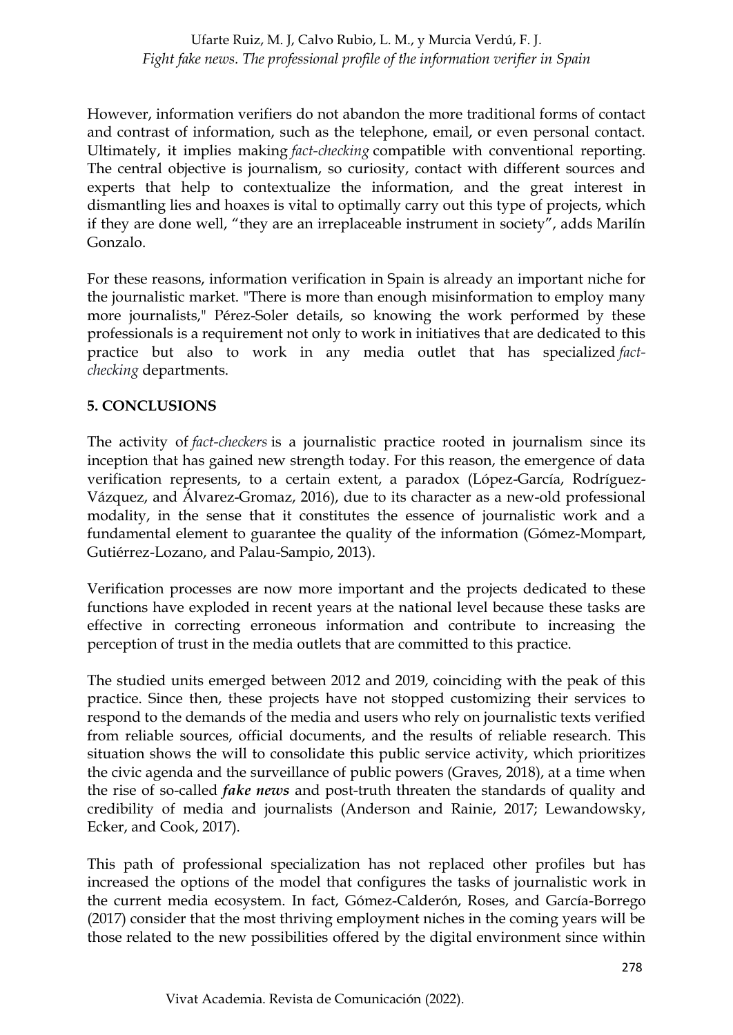However, information verifiers do not abandon the more traditional forms of contact and contrast of information, such as the telephone, email, or even personal contact. Ultimately, it implies making *fact-checking* compatible with conventional reporting. The central objective is journalism, so curiosity, contact with different sources and experts that help to contextualize the information, and the great interest in dismantling lies and hoaxes is vital to optimally carry out this type of projects, which if they are done well, "they are an irreplaceable instrument in society", adds Marilín Gonzalo.

For these reasons, information verification in Spain is already an important niche for the journalistic market. "There is more than enough misinformation to employ many more journalists," Pérez-Soler details, so knowing the work performed by these professionals is a requirement not only to work in initiatives that are dedicated to this practice but also to work in any media outlet that has specialized *fact-checking* departments.

## 5. CONCLUSIONS

The activity of *fact-checkers* is a journalistic practice rooted in journalism since its inception that has gained new strength today. For this reason, the emergence of data verification represents, to a certain extent, a paradox (López-García, Rodríguez-Vázquez, and Álvarez-Gromaz, 2016), due to its character as a new-old professional modality, in the sense that it constitutes the essence of journalistic work and a fundamental element to guarantee the quality of the information (Gómez-Mompart, Gutiérrez-Lozano, and Palau-Sampio, 2013).

Verification processes are now more important and the projects dedicated to these functions have exploded in recent years at the national level because these tasks are effective in correcting erroneous information and contribute to increasing the perception of trust in the media outlets that are committed to this practice.

The studied units emerged between 2012 and 2019, coinciding with the peak of this practice. Since then, these projects have not stopped customizing their services to respond to the demands of the media and users who rely on journalistic texts verified from reliable sources, official documents, and the results of reliable research. This situation shows the will to consolidate this public service activity, which prioritizes the civic agenda and the surveillance of public powers (Graves, 2018), at a time when the rise of so-called ***fake news*** and post-truth threaten the standards of quality and credibility of media and journalists (Anderson and Rainie, 2017; Lewandowsky, Ecker, and Cook, 2017).

This path of professional specialization has not replaced other profiles but has increased the options of the model that configures the tasks of journalistic work in the current media ecosystem. In fact, Gómez-Calderón, Roses, and García-Borrego (2017) consider that the most thriving employment niches in the coming years will be those related to the new possibilities offered by the digital environment since within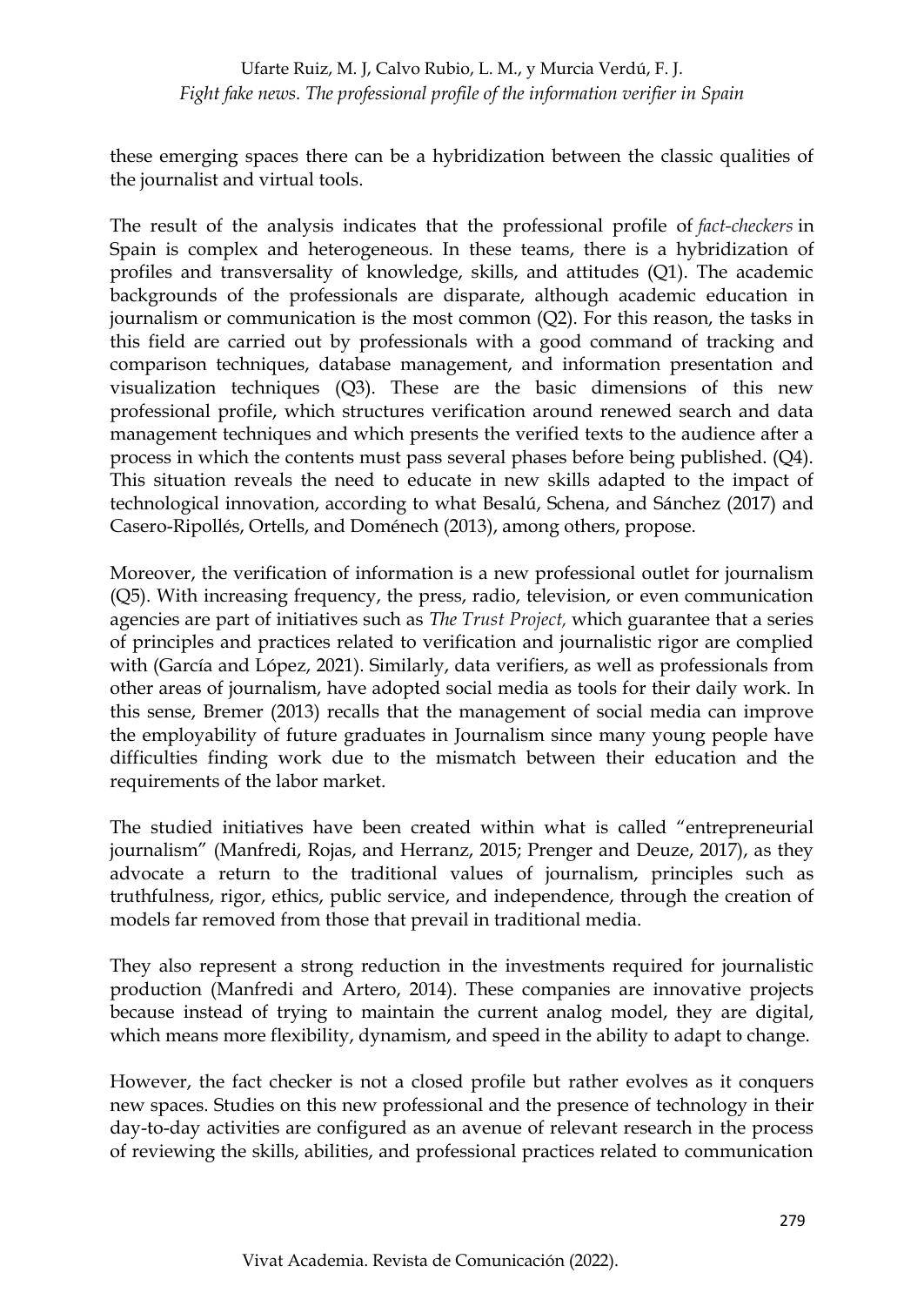these emerging spaces there can be a hybridization between the classic qualities of the journalist and virtual tools.

The result of the analysis indicates that the professional profile of *fact-checkers* in Spain is complex and heterogeneous. In these teams, there is a hybridization of profiles and transversality of knowledge, skills, and attitudes (Q1). The academic backgrounds of the professionals are disparate, although academic education in journalism or communication is the most common (Q2). For this reason, the tasks in this field are carried out by professionals with a good command of tracking and comparison techniques, database management, and information presentation and visualization techniques (Q3). These are the basic dimensions of this new professional profile, which structures verification around renewed search and data management techniques and which presents the verified texts to the audience after a process in which the contents must pass several phases before being published. (Q4). This situation reveals the need to educate in new skills adapted to the impact of technological innovation, according to what Besalú, Schena, and Sánchez (2017) and Casero-Ripollés, Ortells, and Doménech (2013), among others, propose.

Moreover, the verification of information is a new professional outlet for journalism (Q5). With increasing frequency, the press, radio, television, or even communication agencies are part of initiatives such as *The Trust Project,* which guarantee that a series of principles and practices related to verification and journalistic rigor are complied with (García and López, 2021). Similarly, data verifiers, as well as professionals from other areas of journalism, have adopted social media as tools for their daily work. In this sense, Bremer (2013) recalls that the management of social media can improve the employability of future graduates in Journalism since many young people have difficulties finding work due to the mismatch between their education and the requirements of the labor market.

The studied initiatives have been created within what is called "entrepreneurial journalism" (Manfredi, Rojas, and Herranz, 2015; Prenger and Deuze, 2017), as they advocate a return to the traditional values of journalism, principles such as truthfulness, rigor, ethics, public service, and independence, through the creation of models far removed from those that prevail in traditional media.

They also represent a strong reduction in the investments required for journalistic production (Manfredi and Artero, 2014). These companies are innovative projects because instead of trying to maintain the current analog model, they are digital, which means more flexibility, dynamism, and speed in the ability to adapt to change.

However, the fact checker is not a closed profile but rather evolves as it conquers new spaces. Studies on this new professional and the presence of technology in their day-to-day activities are configured as an avenue of relevant research in the process of reviewing the skills, abilities, and professional practices related to communication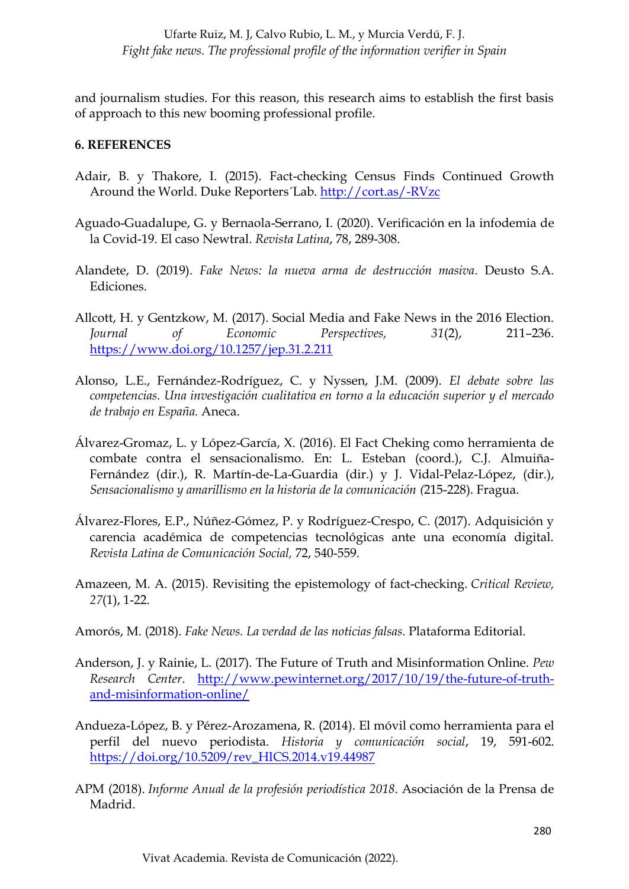and journalism studies. For this reason, this research aims to establish the first basis of approach to this new booming professional profile.

## 6. REFERENCES

Adair, B. y Thakore, I. (2015). Fact-checking Census Finds Continued Growth Around the World. Duke Reporters´Lab. http://cort.as/-RVzc

Aguado-Guadalupe, G. y Bernaola-Serrano, I. (2020). Verificación en la infodemia de la Covid-19. El caso Newtral. *Revista Latina*, 78, 289-308.

Alandete, D. (2019). *Fake News: la nueva arma de destrucción masiva*. Deusto S.A. Ediciones.

Allcott, H. y Gentzkow, M. (2017). Social Media and Fake News in the 2016 Election. *Journal of Economic Perspectives, 31*(2), 211–236. https://www.doi.org/10.1257/jep.31.2.211

Alonso, L.E., Fernández-Rodríguez, C. y Nyssen, J.M. (2009). *El debate sobre las competencias. Una investigación cualitativa en torno a la educación superior y el mercado de trabajo en España.* Aneca.

Álvarez-Gromaz, L. y López-García, X. (2016). El Fact Cheking como herramienta de combate contra el sensacionalismo. En: L. Esteban (coord.), C.J. Almuiña-Fernández (dir.), R. Martín-de-La-Guardia (dir.) y J. Vidal-Pelaz-López, (dir.), *Sensacionalismo y amarillismo en la historia de la comunicación (*215-228). Fragua.

Álvarez-Flores, E.P., Núñez-Gómez, P. y Rodríguez-Crespo, C. (2017). Adquisición y carencia académica de competencias tecnológicas ante una economía digital. *Revista Latina de Comunicación Social,* 72, 540-559.

Amazeen, M. A. (2015). Revisiting the epistemology of fact-checking. *Critical Review, 27*(1), 1-22.

Amorós, M. (2018). *Fake News. La verdad de las noticias falsas*. Plataforma Editorial.

Anderson, J. y Rainie, L. (2017). The Future of Truth and Misinformation Online. *Pew Research Center*. http://www.pewinternet.org/2017/10/19/the-future-of-truth-and-misinformation-online/

Andueza-López, B. y Pérez-Arozamena, R. (2014). El móvil como herramienta para el perfil del nuevo periodista. *Historia y comunicación social*, 19, 591-602. https://doi.org/10.5209/rev_HICS.2014.v19.44987

APM (2018). *Informe Anual de la profesión periodística 2018*. Asociación de la Prensa de Madrid.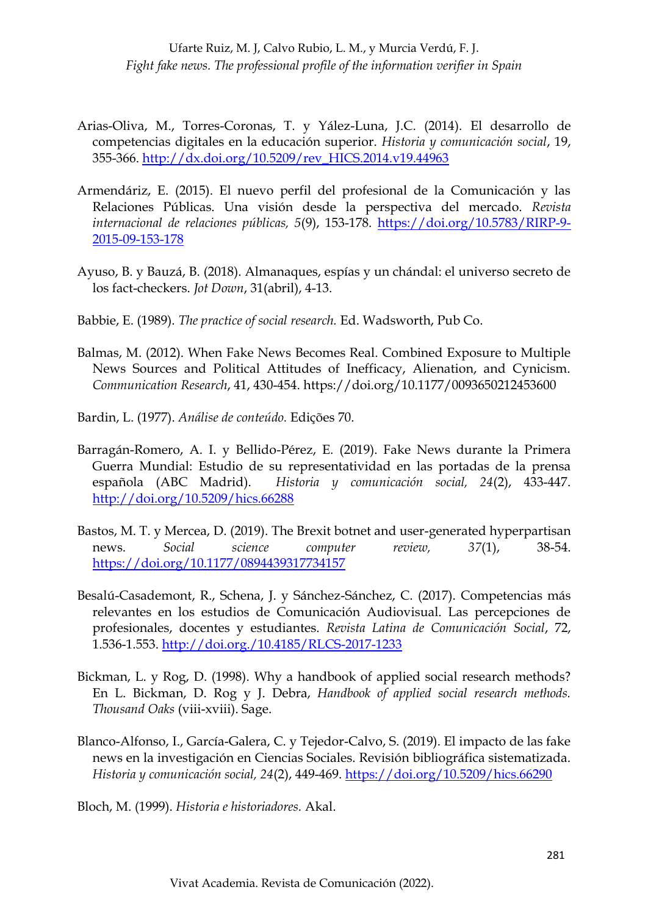Arias-Oliva, M., Torres-Coronas, T. y Yález-Luna, J.C. (2014). El desarrollo de competencias digitales en la educación superior. *Historia y comunicación social*, 19, 355-366. http://dx.doi.org/10.5209/rev_HICS.2014.v19.44963

Armendáriz, E. (2015). El nuevo perfil del profesional de la Comunicación y las Relaciones Públicas. Una visión desde la perspectiva del mercado. *Revista internacional de relaciones públicas, 5*(9), 153-178. https://doi.org/10.5783/RIRP-9-2015-09-153-178

Ayuso, B. y Bauzá, B. (2018). Almanaques, espías y un chándal: el universo secreto de los fact-checkers. *Jot Down*, 31(abril), 4-13.

Babbie, E. (1989). *The practice of social research.* Ed. Wadsworth, Pub Co.

Balmas, M. (2012). When Fake News Becomes Real. Combined Exposure to Multiple News Sources and Political Attitudes of Inefficacy, Alienation, and Cynicism. *Communication Research*, 41, 430-454. https://doi.org/10.1177/0093650212453600

Bardin, L. (1977). *Análise de conteúdo.* Edições 70.

Barragán-Romero, A. I. y Bellido-Pérez, E. (2019). Fake News durante la Primera Guerra Mundial: Estudio de su representatividad en las portadas de la prensa española (ABC Madrid). *Historia y comunicación social, 24*(2), 433-447. http://doi.org/10.5209/hics.66288

Bastos, M. T. y Mercea, D. (2019). The Brexit botnet and user-generated hyperpartisan news. *Social science computer review, 37*(1), 38-54. https://doi.org/10.1177/0894439317734157

Besalú-Casademont, R., Schena, J. y Sánchez-Sánchez, C. (2017). Competencias más relevantes en los estudios de Comunicación Audiovisual. Las percepciones de profesionales, docentes y estudiantes. *Revista Latina de Comunicación Social*, 72, 1.536-1.553. http://doi.org./10.4185/RLCS-2017-1233

Bickman, L. y Rog, D. (1998). Why a handbook of applied social research methods? En L. Bickman, D. Rog y J. Debra, *Handbook of applied social research methods. Thousand Oaks* (viii-xviii). Sage.

Blanco-Alfonso, I., García-Galera, C. y Tejedor-Calvo, S. (2019). El impacto de las fake news en la investigación en Ciencias Sociales. Revisión bibliográfica sistematizada. *Historia y comunicación social, 24*(2), 449-469. https://doi.org/10.5209/hics.66290

Bloch, M. (1999). *Historia e historiadores.* Akal.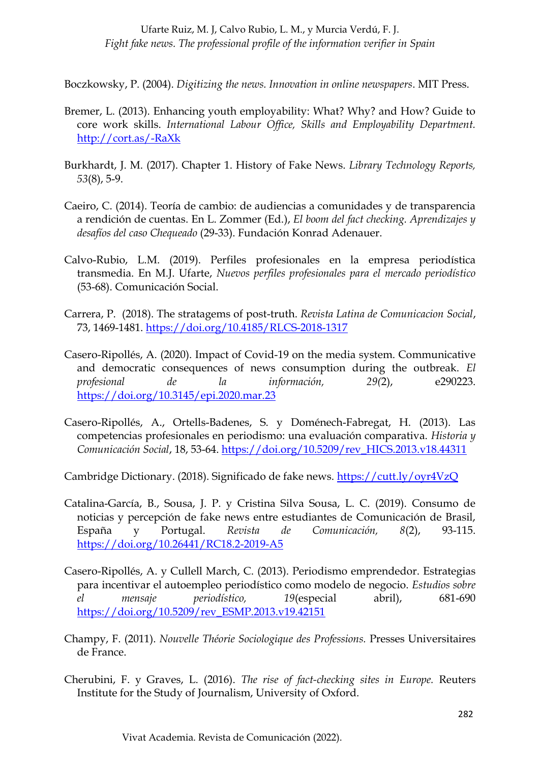Boczkowsky, P. (2004). *Digitizing the news. Innovation in online newspapers*. MIT Press.

Bremer, L. (2013). Enhancing youth employability: What? Why? and How? Guide to core work skills. *International Labour Office, Skills and Employability Department.* http://cort.as/-RaXk

Burkhardt, J. M. (2017). Chapter 1. History of Fake News. *Library Technology Reports, 53*(8), 5-9.

Caeiro, C. (2014). Teoría de cambio: de audiencias a comunidades y de transparencia a rendición de cuentas. En L. Zommer (Ed.), *El boom del fact checking. Aprendizajes y desafíos del caso Chequeado* (29-33). Fundación Konrad Adenauer.

Calvo-Rubio, L.M. (2019). Perfiles profesionales en la empresa periodística transmedia. En M.J. Ufarte, *Nuevos perfiles profesionales para el mercado periodístico* (53-68). Comunicación Social.

Carrera, P. (2018). The stratagems of post-truth. *Revista Latina de Comunicacion Social*, 73, 1469-1481. https://doi.org/10.4185/RLCS-2018-1317

Casero-Ripollés, A. (2020). Impact of Covid-19 on the media system. Communicative and democratic consequences of news consumption during the outbreak. *El profesional de la información, 29*(2), e290223. https://doi.org/10.3145/epi.2020.mar.23

Casero-Ripollés, A., Ortells-Badenes, S. y Doménech-Fabregat, H. (2013). Las competencias profesionales en periodismo: una evaluación comparativa. *Historia y Comunicación Social*, 18, 53-64. https://doi.org/10.5209/rev_HICS.2013.v18.44311

Cambridge Dictionary. (2018). Significado de fake news. https://cutt.ly/oyr4VzQ

Catalina-García, B., Sousa, J. P. y Cristina Silva Sousa, L. C. (2019). Consumo de noticias y percepción de fake news entre estudiantes de Comunicación de Brasil, España y Portugal. *Revista de Comunicación, 8*(2), 93-115. https://doi.org/10.26441/RC18.2-2019-A5

Casero-Ripollés, A. y Cullell March, C. (2013). Periodismo emprendedor. Estrategias para incentivar el autoempleo periodístico como modelo de negocio. *Estudios sobre el mensaje periodístico, 19*(especial abril), 681-690 https://doi.org/10.5209/rev_ESMP.2013.v19.42151

Champy, F. (2011). *Nouvelle Théorie Sociologique des Professions.* Presses Universitaires de France.

Cherubini, F. y Graves, L. (2016). *The rise of fact-checking sites in Europe.* Reuters Institute for the Study of Journalism, University of Oxford.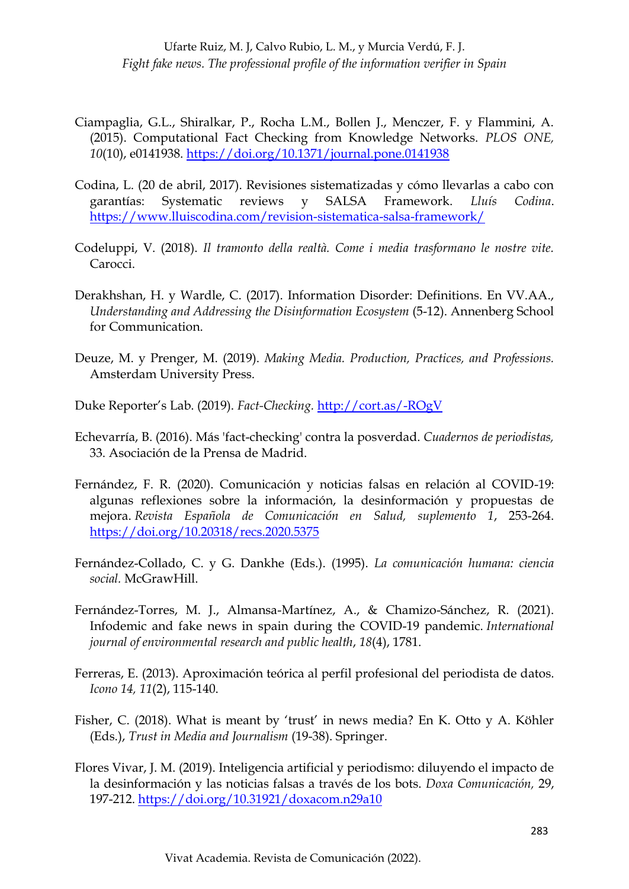Ciampaglia, G.L., Shiralkar, P., Rocha L.M., Bollen J., Menczer, F. y Flammini, A. (2015). Computational Fact Checking from Knowledge Networks. *PLOS ONE, 10*(10), e0141938. https://doi.org/10.1371/journal.pone.0141938

Codina, L. (20 de abril, 2017). Revisiones sistematizadas y cómo llevarlas a cabo con garantías: Systematic reviews y SALSA Framework. *Lluís Codina*. https://www.lluiscodina.com/revision-sistematica-salsa-framework/

Codeluppi, V. (2018). *Il tramonto della realtà. Come i media trasformano le nostre vite.* Carocci.

Derakhshan, H. y Wardle, C. (2017). Information Disorder: Definitions. En VV.AA., *Understanding and Addressing the Disinformation Ecosystem* (5-12). Annenberg School for Communication.

Deuze, M. y Prenger, M. (2019). *Making Media. Production, Practices, and Professions.* Amsterdam University Press.

Duke Reporter's Lab. (2019). *Fact-Checking.* http://cort.as/-ROgV

Echevarría, B. (2016). Más 'fact-checking' contra la posverdad. *Cuadernos de periodistas,* 33. Asociación de la Prensa de Madrid.

Fernández, F. R. (2020). Comunicación y noticias falsas en relación al COVID-19: algunas reflexiones sobre la información, la desinformación y propuestas de mejora. *Revista Española de Comunicación en Salud, suplemento 1*, 253-264. https://doi.org/10.20318/recs.2020.5375

Fernández-Collado, C. y G. Dankhe (Eds.). (1995). *La comunicación humana: ciencia social*. McGrawHill.

Fernández-Torres, M. J., Almansa-Martínez, A., & Chamizo-Sánchez, R. (2021). Infodemic and fake news in spain during the COVID-19 pandemic. *International journal of environmental research and public health*, *18*(4), 1781.

Ferreras, E. (2013). Aproximación teórica al perfil profesional del periodista de datos. *Icono 14, 11*(2), 115-140.

Fisher, C. (2018). What is meant by 'trust' in news media? En K. Otto y A. Köhler (Eds.), *Trust in Media and Journalism* (19-38). Springer.

Flores Vivar, J. M. (2019). Inteligencia artificial y periodismo: diluyendo el impacto de la desinformación y las noticias falsas a través de los bots. *Doxa Comunicación,* 29, 197-212. https://doi.org/10.31921/doxacom.n29a10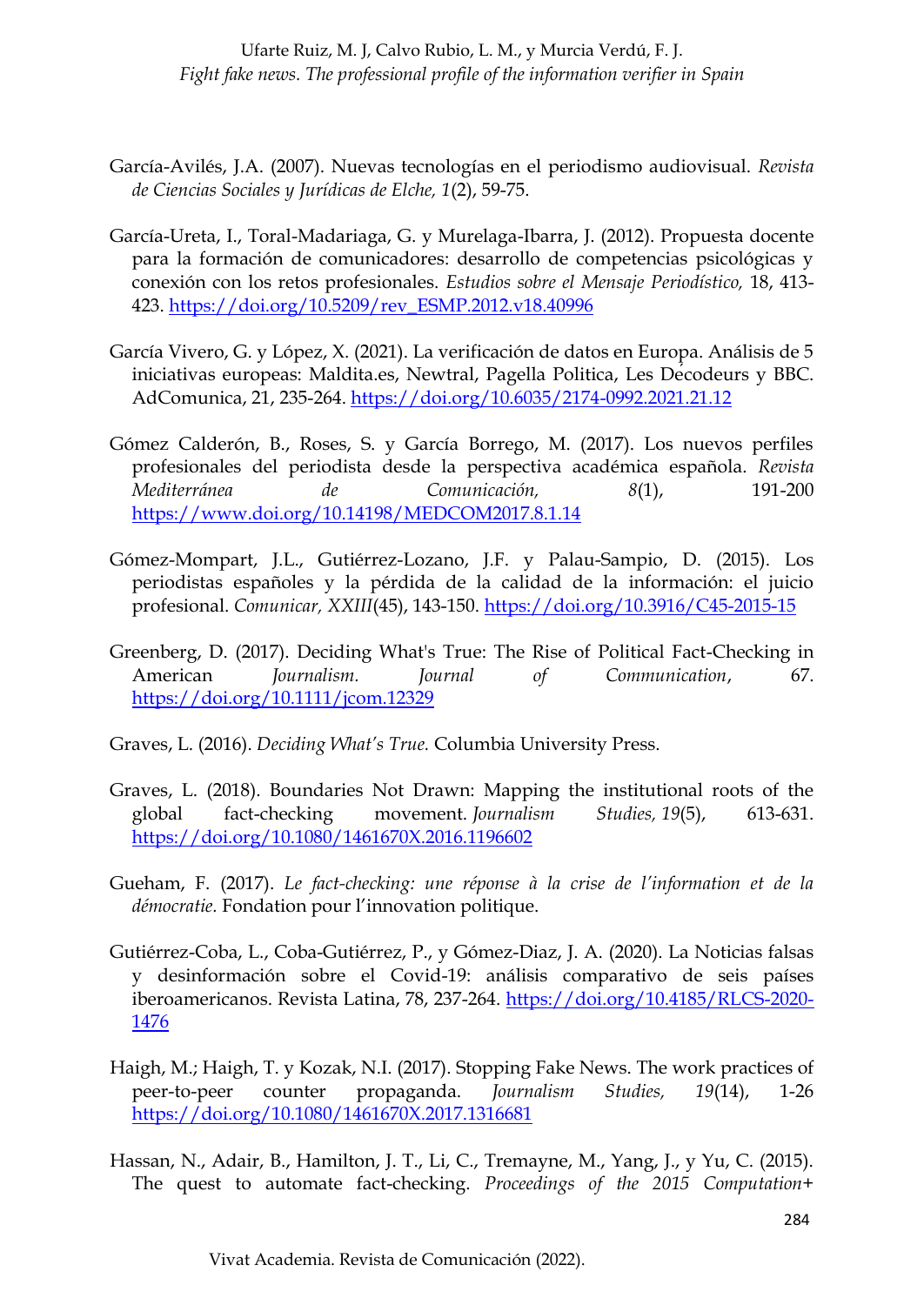García-Avilés, J.A. (2007). Nuevas tecnologías en el periodismo audiovisual. *Revista de Ciencias Sociales y Jurídicas de Elche, 1*(2), 59-75.

García-Ureta, I., Toral-Madariaga, G. y Murelaga-Ibarra, J. (2012). Propuesta docente para la formación de comunicadores: desarrollo de competencias psicológicas y conexión con los retos profesionales. *Estudios sobre el Mensaje Periodístico,* 18, 413-423. https://doi.org/10.5209/rev_ESMP.2012.v18.40996

García Vivero, G. y López, X. (2021). La verificación de datos en Europa. Análisis de 5 iniciativas europeas: Maldita.es, Newtral, Pagella Politica, Les Décodeurs y BBC. AdComunica, 21, 235-264. https://doi.org/10.6035/2174-0992.2021.21.12

Gómez Calderón, B., Roses, S. y García Borrego, M. (2017). Los nuevos perfiles profesionales del periodista desde la perspectiva académica española. *Revista Mediterránea de Comunicación, 8*(1), 191-200 https://www.doi.org/10.14198/MEDCOM2017.8.1.14

Gómez-Mompart, J.L., Gutiérrez-Lozano, J.F. y Palau-Sampio, D. (2015). Los periodistas españoles y la pérdida de la calidad de la información: el juicio profesional. *Comunicar, XXIII*(45), 143-150. https://doi.org/10.3916/C45-2015-15

Greenberg, D. (2017). Deciding What's True: The Rise of Political Fact-Checking in American *Journalism. Journal of Communication*, 67. https://doi.org/10.1111/jcom.12329

Graves, L. (2016). *Deciding What's True.* Columbia University Press.

Graves, L. (2018). Boundaries Not Drawn: Mapping the institutional roots of the global fact-checking movement. *Journalism Studies, 19*(5), 613-631. https://doi.org/10.1080/1461670X.2016.1196602

Gueham, F. (2017). *Le fact-checking: une réponse à la crise de l'information et de la démocratie.* Fondation pour l'innovation politique.

Gutiérrez-Coba, L., Coba-Gutiérrez, P., y Gómez-Diaz, J. A. (2020). La Noticias falsas y desinformación sobre el Covid-19: análisis comparativo de seis países iberoamericanos. Revista Latina, 78, 237-264. https://doi.org/10.4185/RLCS-2020-1476

Haigh, M.; Haigh, T. y Kozak, N.I. (2017). Stopping Fake News. The work practices of peer-to-peer counter propaganda. *Journalism Studies, 19*(14), 1-26 https://doi.org/10.1080/1461670X.2017.1316681

Hassan, N., Adair, B., Hamilton, J. T., Li, C., Tremayne, M., Yang, J., y Yu, C. (2015). The quest to automate fact-checking. *Proceedings of the 2015 Computation+*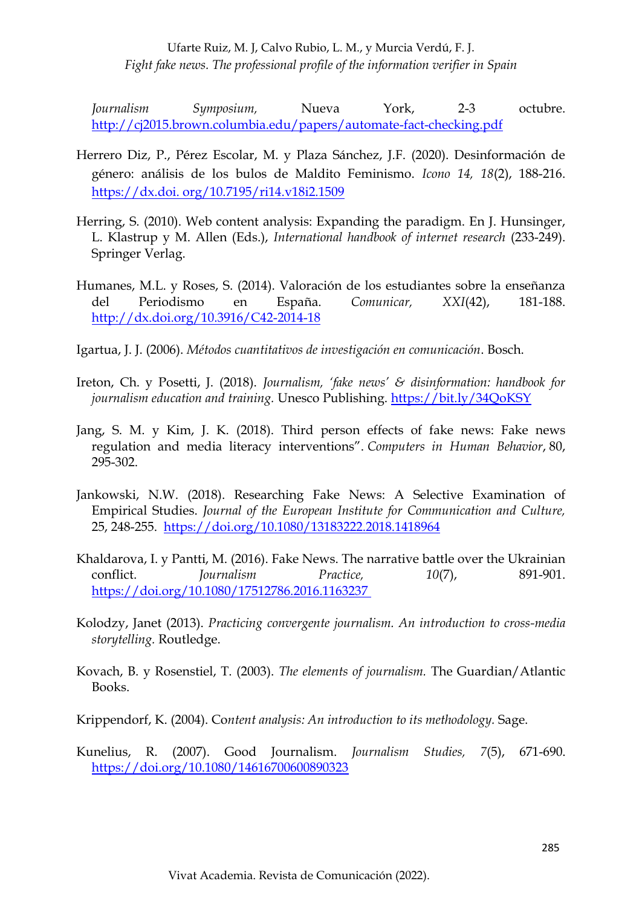*Journalism Symposium,* Nueva York, 2-3 octubre. http://cj2015.brown.columbia.edu/papers/automate-fact-checking.pdf

Herrero Diz, P., Pérez Escolar, M. y Plaza Sánchez, J.F. (2020). Desinformación de género: análisis de los bulos de Maldito Feminismo. *Icono 14, 18*(2), 188-216. https://dx.doi. org/10.7195/ri14.v18i2.1509

Herring, S. (2010). Web content analysis: Expanding the paradigm. En J. Hunsinger, L. Klastrup y M. Allen (Eds.), *International handbook of internet research* (233-249). Springer Verlag.

Humanes, M.L. y Roses, S. (2014). Valoración de los estudiantes sobre la enseñanza del Periodismo en España. *Comunicar, XXI*(42), 181-188. http://dx.doi.org/10.3916/C42-2014-18

Igartua, J. J. (2006). *Métodos cuantitativos de investigación en comunicación*. Bosch.

Ireton, Ch. y Posetti, J. (2018). *Journalism, 'fake news' & disinformation: handbook for journalism education and training.* Unesco Publishing. https://bit.ly/34QoKSY

Jang, S. M. y Kim, J. K. (2018). Third person effects of fake news: Fake news regulation and media literacy interventions". *Computers in Human Behavior*, 80, 295-302.

Jankowski, N.W. (2018). Researching Fake News: A Selective Examination of Empirical Studies. *Journal of the European Institute for Communication and Culture,* 25, 248-255. https://doi.org/10.1080/13183222.2018.1418964

Khaldarova, I. y Pantti, M. (2016). Fake News. The narrative battle over the Ukrainian conflict. *Journalism Practice, 10*(7), 891-901. https://doi.org/10.1080/17512786.2016.1163237

Kolodzy, Janet (2013). *Practicing convergente journalism. An introduction to cross-media storytelling.* Routledge.

Kovach, B. y Rosenstiel, T. (2003). *The elements of journalism.* The Guardian/Atlantic Books.

Krippendorf, K. (2004). Co*ntent analysis: An introduction to its methodology.* Sage.

Kunelius, R. (2007). Good Journalism. *Journalism Studies, 7*(5), 671-690. https://doi.org/10.1080/14616700600890323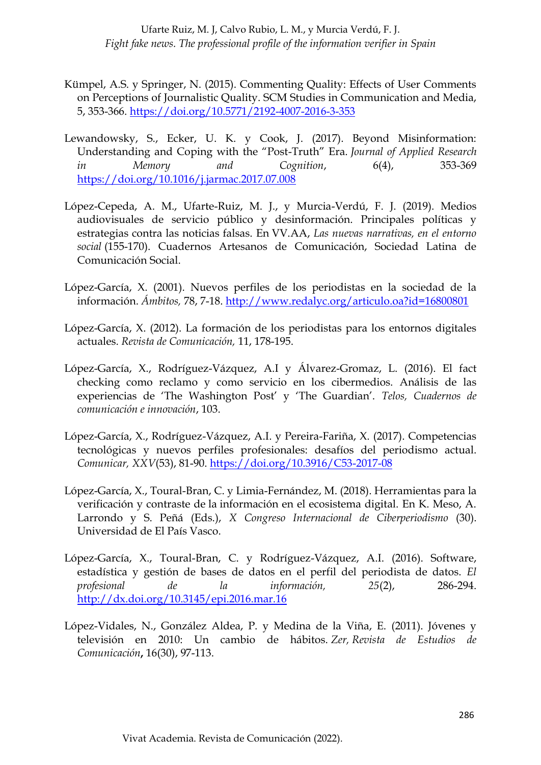Kümpel, A.S. y Springer, N. (2015). Commenting Quality: Effects of User Comments on Perceptions of Journalistic Quality. SCM Studies in Communication and Media, 5, 353-366. https://doi.org/10.5771/2192-4007-2016-3-353

Lewandowsky, S., Ecker, U. K. y Cook, J. (2017). Beyond Misinformation: Understanding and Coping with the "Post-Truth" Era. *Journal of Applied Research in Memory and Cognition*, 6(4), 353-369 https://doi.org/10.1016/j.jarmac.2017.07.008

López-Cepeda, A. M., Ufarte-Ruiz, M. J., y Murcia-Verdú, F. J. (2019). Medios audiovisuales de servicio público y desinformación. Principales políticas y estrategias contra las noticias falsas. En VV.AA, *Las nuevas narrativas, en el entorno social* (155-170). Cuadernos Artesanos de Comunicación, Sociedad Latina de Comunicación Social.

López-García, X. (2001). Nuevos perfiles de los periodistas en la sociedad de la información. *Ámbitos,* 78, 7-18. http://www.redalyc.org/articulo.oa?id=16800801

López-García, X. (2012). La formación de los periodistas para los entornos digitales actuales. *Revista de Comunicación,* 11, 178-195.

López-García, X., Rodríguez-Vázquez, A.I y Álvarez-Gromaz, L. (2016). El fact checking como reclamo y como servicio en los cibermedios. Análisis de las experiencias de 'The Washington Post' y 'The Guardian'. *Telos, Cuadernos de comunicación e innovación*, 103.

López-García, X., Rodríguez-Vázquez, A.I. y Pereira-Fariña, X. (2017). Competencias tecnológicas y nuevos perfiles profesionales: desafíos del periodismo actual. *Comunicar, XXV*(53), 81-90. https://doi.org/10.3916/C53-2017-08

López-García, X., Toural-Bran, C. y Limia-Fernández, M. (2018). Herramientas para la verificación y contraste de la información en el ecosistema digital. En K. Meso, A. Larrondo y S. Peñá (Eds.), *X Congreso Internacional de Ciberperiodismo* (30). Universidad de El País Vasco.

López-García, X., Toural-Bran, C. y Rodríguez-Vázquez, A.I. (2016). Software, estadística y gestión de bases de datos en el perfil del periodista de datos. *El profesional de la información, 25*(2), 286-294. http://dx.doi.org/10.3145/epi.2016.mar.16

López-Vidales, N., González Aldea, P. y Medina de la Viña, E. (2011). Jóvenes y televisión en 2010: Un cambio de hábitos. *Zer, Revista de Estudios de Comunicación***,** 16(30), 97-113.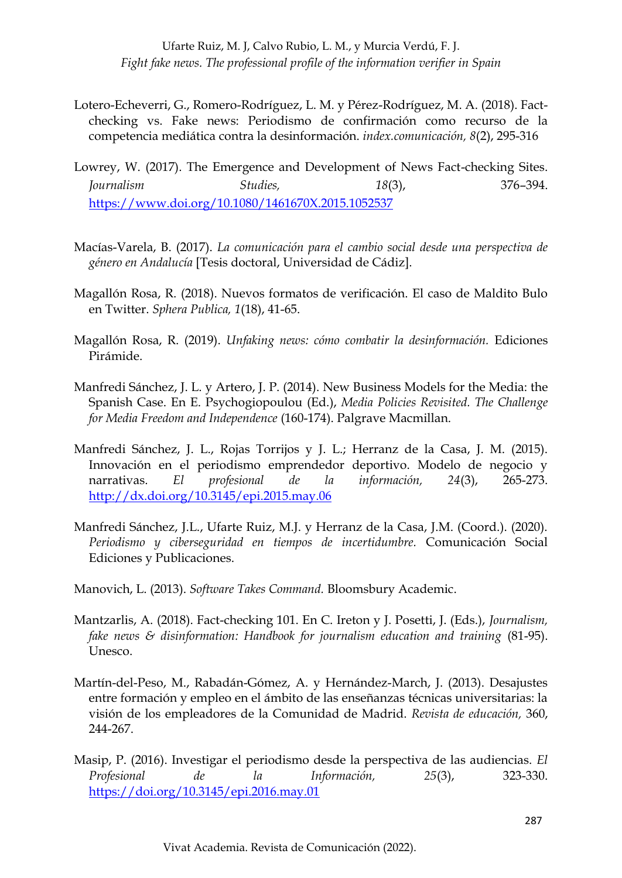Lotero-Echeverri, G., Romero-Rodríguez, L. M. y Pérez-Rodríguez, M. A. (2018). Fact-checking vs. Fake news: Periodismo de confirmación como recurso de la competencia mediática contra la desinformación. *index.comunicación, 8*(2), 295-316

Lowrey, W. (2017). The Emergence and Development of News Fact-checking Sites. *Journalism Studies, 18*(3), 376–394. https://www.doi.org/10.1080/1461670X.2015.1052537

Macías-Varela, B. (2017). *La comunicación para el cambio social desde una perspectiva de género en Andalucía* [Tesis doctoral, Universidad de Cádiz].

Magallón Rosa, R. (2018). Nuevos formatos de verificación. El caso de Maldito Bulo en Twitter. *Sphera Publica, 1*(18), 41-65.

Magallón Rosa, R. (2019). *Unfaking news: cómo combatir la desinformación.* Ediciones Pirámide.

Manfredi Sánchez, J. L. y Artero, J. P. (2014). New Business Models for the Media: the Spanish Case. En E. Psychogiopoulou (Ed.), *Media Policies Revisited. The Challenge for Media Freedom and Independence* (160-174). Palgrave Macmillan.

Manfredi Sánchez, J. L., Rojas Torrijos y J. L.; Herranz de la Casa, J. M. (2015). Innovación en el periodismo emprendedor deportivo. Modelo de negocio y narrativas. *El profesional de la información, 24*(3), 265-273. http://dx.doi.org/10.3145/epi.2015.may.06

Manfredi Sánchez, J.L., Ufarte Ruiz, M.J. y Herranz de la Casa, J.M. (Coord.). (2020). *Periodismo y ciberseguridad en tiempos de incertidumbre.* Comunicación Social Ediciones y Publicaciones.

Manovich, L. (2013). *Software Takes Command.* Bloomsbury Academic.

Mantzarlis, A. (2018). Fact-checking 101. En C. Ireton y J. Posetti, J. (Eds.), *Journalism, fake news & disinformation: Handbook for journalism education and training* (81-95). Unesco.

Martín-del-Peso, M., Rabadán-Gómez, A. y Hernández-March, J. (2013). Desajustes entre formación y empleo en el ámbito de las enseñanzas técnicas universitarias: la visión de los empleadores de la Comunidad de Madrid. *Revista de educación,* 360, 244-267.

Masip, P. (2016). Investigar el periodismo desde la perspectiva de las audiencias. *El Profesional de la Información, 25*(3), 323-330. https://doi.org/10.3145/epi.2016.may.01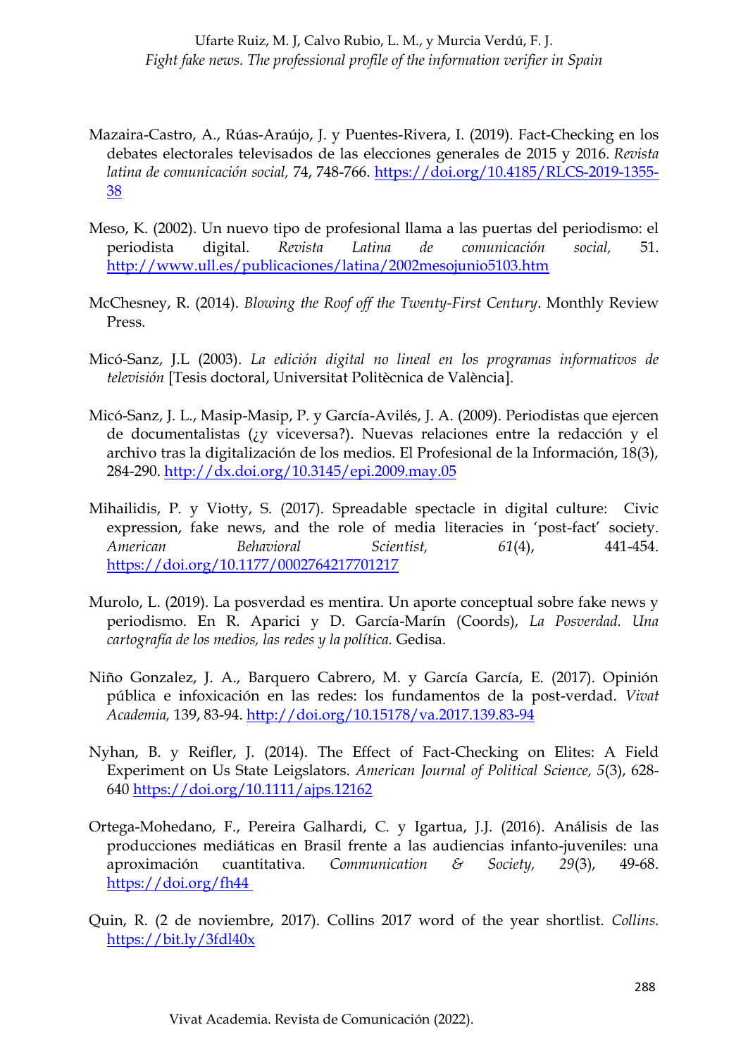Mazaira-Castro, A., Rúas-Araújo, J. y Puentes-Rivera, I. (2019). Fact-Checking en los debates electorales televisados de las elecciones generales de 2015 y 2016. *Revista latina de comunicación social,* 74, 748-766. https://doi.org/10.4185/RLCS-2019-1355-38

Meso, K. (2002). Un nuevo tipo de profesional llama a las puertas del periodismo: el periodista digital. *Revista Latina de comunicación social,* 51. http://www.ull.es/publicaciones/latina/2002mesojunio5103.htm

McChesney, R. (2014). *Blowing the Roof off the Twenty-First Century*. Monthly Review Press.

Micó-Sanz, J.L (2003). *La edición digital no lineal en los programas informativos de televisión* [Tesis doctoral, Universitat Politècnica de València].

Micó-Sanz, J. L., Masip-Masip, P. y García-Avilés, J. A. (2009). Periodistas que ejercen de documentalistas (¿y viceversa?). Nuevas relaciones entre la redacción y el archivo tras la digitalización de los medios. El Profesional de la Información, 18(3), 284-290. http://dx.doi.org/10.3145/epi.2009.may.05

Mihailidis, P. y Viotty, S. (2017). Spreadable spectacle in digital culture: Civic expression, fake news, and the role of media literacies in 'post-fact' society. *American Behavioral Scientist, 61*(4), 441-454. https://doi.org/10.1177/0002764217701217

Murolo, L. (2019). La posverdad es mentira. Un aporte conceptual sobre fake news y periodismo. En R. Aparici y D. García-Marín (Coords), *La Posverdad. Una cartografía de los medios, las redes y la política.* Gedisa.

Niño Gonzalez, J. A., Barquero Cabrero, M. y García García, E. (2017). Opinión pública e infoxicación en las redes: los fundamentos de la post-verdad. *Vivat Academia,* 139, 83-94. http://doi.org/10.15178/va.2017.139.83-94

Nyhan, B. y Reifler, J. (2014). The Effect of Fact-Checking on Elites: A Field Experiment on Us State Leigslators. *American Journal of Political Science, 5*(3), 628-640 https://doi.org/10.1111/ajps.12162

Ortega-Mohedano, F., Pereira Galhardi, C. y Igartua, J.J. (2016). Análisis de las producciones mediáticas en Brasil frente a las audiencias infanto-juveniles: una aproximación cuantitativa. *Communication & Society, 29*(3), 49-68. https://doi.org/fh44

Quin, R. (2 de noviembre, 2017). Collins 2017 word of the year shortlist. *Collins.* https://bit.ly/3fdl40x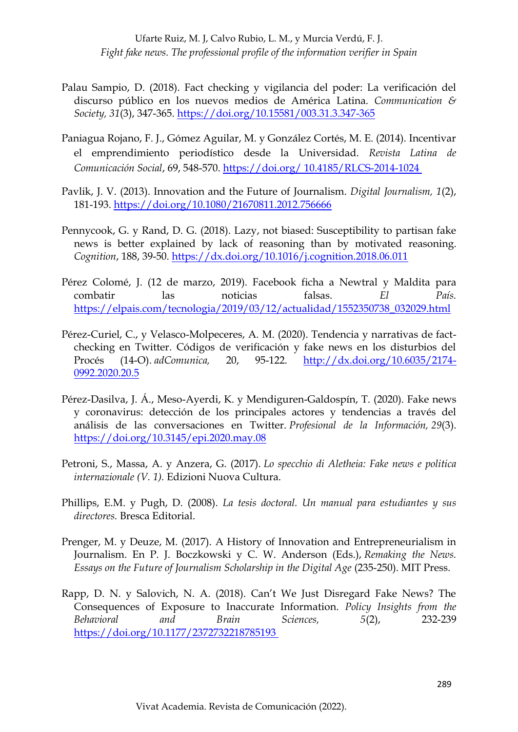Palau Sampio, D. (2018). Fact checking y vigilancia del poder: La verificación del discurso público en los nuevos medios de América Latina. *Communication & Society, 31*(3), 347-365. https://doi.org/10.15581/003.31.3.347-365

Paniagua Rojano, F. J., Gómez Aguilar, M. y González Cortés, M. E. (2014). Incentivar el emprendimiento periodístico desde la Universidad. *Revista Latina de Comunicación Social*, 69, 548-570. https://doi.org/ 10.4185/RLCS-2014-1024

Pavlik, J. V. (2013). Innovation and the Future of Journalism. *Digital Journalism, 1*(2), 181-193. https://doi.org/10.1080/21670811.2012.756666

Pennycook, G. y Rand, D. G. (2018). Lazy, not biased: Susceptibility to partisan fake news is better explained by lack of reasoning than by motivated reasoning. *Cognition*, 188, 39-50. https://dx.doi.org/10.1016/j.cognition.2018.06.011

Pérez Colomé, J. (12 de marzo, 2019). Facebook ficha a Newtral y Maldita para combatir las noticias falsas. *El País.* https://elpais.com/tecnologia/2019/03/12/actualidad/1552350738_032029.html

Pérez-Curiel, C., y Velasco-Molpeceres, A. M. (2020). Tendencia y narrativas de fact-checking en Twitter. Códigos de verificación y fake news en los disturbios del Procés (14-O). *adComunica,* 20, 95-122. http://dx.doi.org/10.6035/2174-0992.2020.20.5

Pérez-Dasilva, J. Á., Meso-Ayerdi, K. y Mendiguren-Galdospín, T. (2020). Fake news y coronavirus: detección de los principales actores y tendencias a través del análisis de las conversaciones en Twitter. *Profesional de la Información, 29*(3). https://doi.org/10.3145/epi.2020.may.08

Petroni, S., Massa, A. y Anzera, G. (2017). *Lo specchio di Aletheia: Fake news e politica internazionale (V. 1).* Edizioni Nuova Cultura.

Phillips, E.M. y Pugh, D. (2008). *La tesis doctoral. Un manual para estudiantes y sus directores.* Bresca Editorial.

Prenger, M. y Deuze, M. (2017). A History of Innovation and Entrepreneurialism in Journalism. En P. J. Boczkowski y C. W. Anderson (Eds.), *Remaking the News. Essays on the Future of Journalism Scholarship in the Digital Age* (235-250). MIT Press.

Rapp, D. N. y Salovich, N. A. (2018). Can't We Just Disregard Fake News? The Consequences of Exposure to Inaccurate Information. *Policy Insights from the Behavioral and Brain Sciences, 5*(2), 232-239 https://doi.org/10.1177/2372732218785193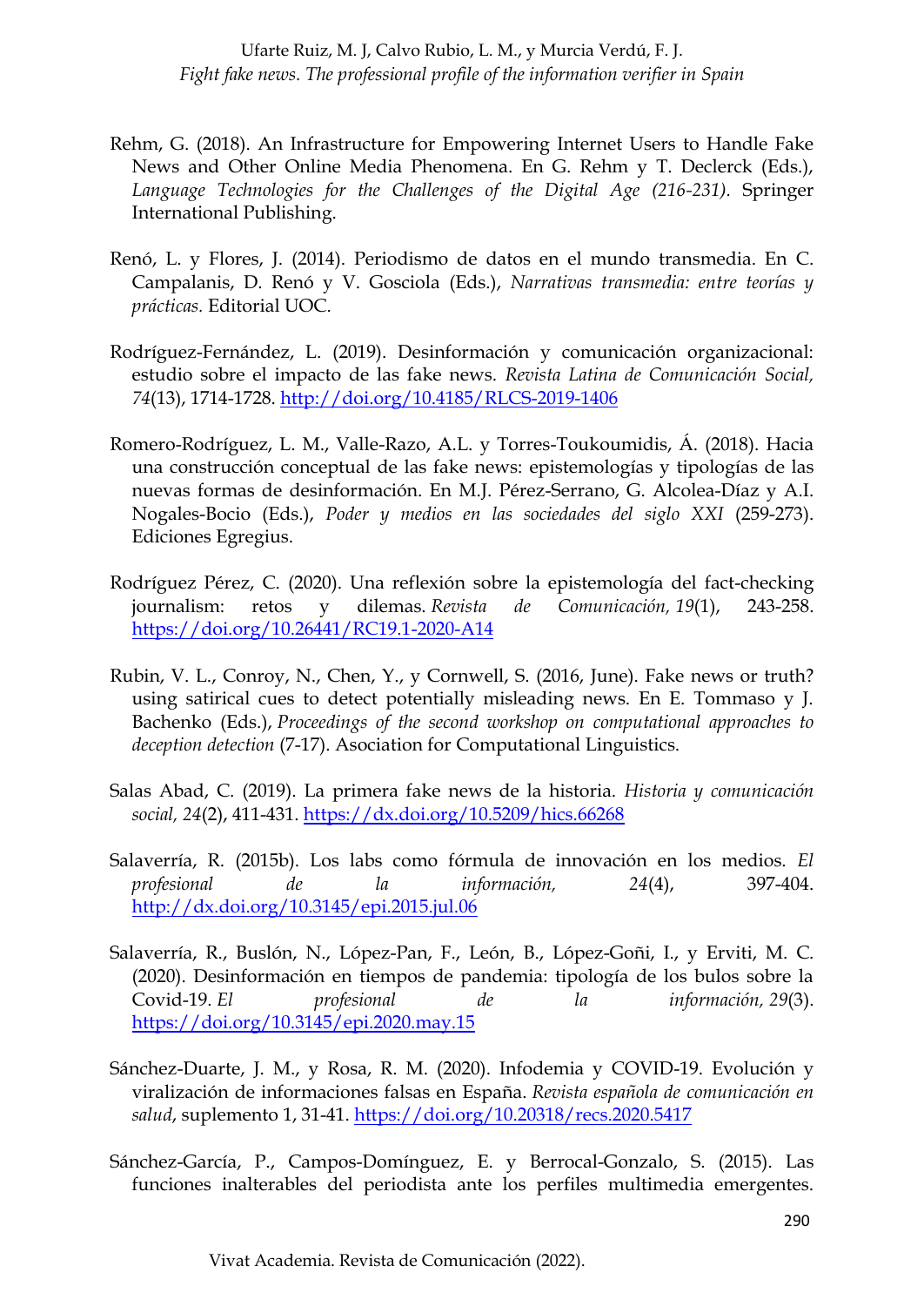Rehm, G. (2018). An Infrastructure for Empowering Internet Users to Handle Fake News and Other Online Media Phenomena. En G. Rehm y T. Declerck (Eds.), *Language Technologies for the Challenges of the Digital Age (216-231).* Springer International Publishing.

Renó, L. y Flores, J. (2014). Periodismo de datos en el mundo transmedia. En C. Campalanis, D. Renó y V. Gosciola (Eds.), *Narrativas transmedia: entre teorías y prácticas.* Editorial UOC.

Rodríguez-Fernández, L. (2019). Desinformación y comunicación organizacional: estudio sobre el impacto de las fake news. *Revista Latina de Comunicación Social, 74*(13), 1714-1728. http://doi.org/10.4185/RLCS-2019-1406

Romero-Rodríguez, L. M., Valle-Razo, A.L. y Torres-Toukoumidis, Á. (2018). Hacia una construcción conceptual de las fake news: epistemologías y tipologías de las nuevas formas de desinformación. En M.J. Pérez-Serrano, G. Alcolea-Díaz y A.I. Nogales-Bocio (Eds.), *Poder y medios en las sociedades del siglo XXI* (259-273). Ediciones Egregius.

Rodríguez Pérez, C. (2020). Una reflexión sobre la epistemología del fact-checking journalism: retos y dilemas. *Revista de Comunicación, 19*(1), 243-258. https://doi.org/10.26441/RC19.1-2020-A14

Rubin, V. L., Conroy, N., Chen, Y., y Cornwell, S. (2016, June). Fake news or truth? using satirical cues to detect potentially misleading news. En E. Tommaso y J. Bachenko (Eds.), *Proceedings of the second workshop on computational approaches to deception detection* (7-17). Asociation for Computational Linguistics.

Salas Abad, C. (2019). La primera fake news de la historia. *Historia y comunicación social, 24*(2), 411-431. https://dx.doi.org/10.5209/hics.66268

Salaverría, R. (2015b). Los labs como fórmula de innovación en los medios. *El profesional de la información,* 24(4), 397-404. http://dx.doi.org/10.3145/epi.2015.jul.06

Salaverría, R., Buslón, N., López-Pan, F., León, B., López-Goñi, I., y Erviti, M. C. (2020). Desinformación en tiempos de pandemia: tipología de los bulos sobre la Covid-19. *El profesional de la información, 29*(3). https://doi.org/10.3145/epi.2020.may.15

Sánchez-Duarte, J. M., y Rosa, R. M. (2020). Infodemia y COVID-19. Evolución y viralización de informaciones falsas en España. *Revista española de comunicación en salud*, suplemento 1, 31-41. https://doi.org/10.20318/recs.2020.5417

Sánchez-García, P., Campos-Domínguez, E. y Berrocal-Gonzalo, S. (2015). Las funciones inalterables del periodista ante los perfiles multimedia emergentes.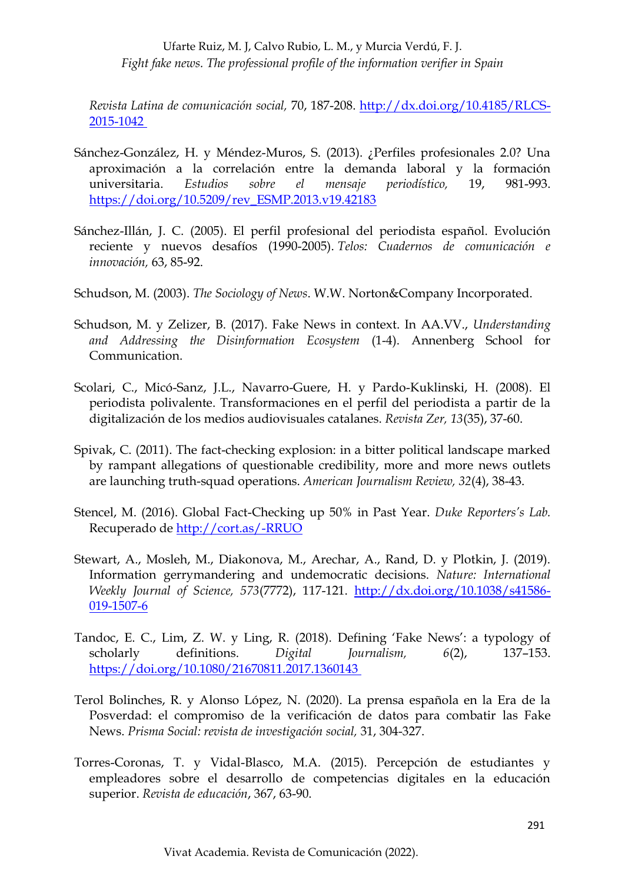*Revista Latina de comunicación social,* 70, 187-208. http://dx.doi.org/10.4185/RLCS-2015-1042

Sánchez-González, H. y Méndez-Muros, S. (2013). ¿Perfiles profesionales 2.0? Una aproximación a la correlación entre la demanda laboral y la formación universitaria. *Estudios sobre el mensaje periodístico,* 19, 981-993. https://doi.org/10.5209/rev_ESMP.2013.v19.42183

Sánchez-Illán, J. C. (2005). El perfil profesional del periodista español. Evolución reciente y nuevos desafíos (1990-2005). *Telos: Cuadernos de comunicación e innovación,* 63, 85-92.

Schudson, M. (2003). *The Sociology of News*. W.W. Norton&Company Incorporated.

Schudson, M. y Zelizer, B. (2017). Fake News in context. In AA.VV., *Understanding and Addressing the Disinformation Ecosystem* (1-4). Annenberg School for Communication.

Scolari, C., Micó-Sanz, J.L., Navarro-Guere, H. y Pardo-Kuklinski, H. (2008). El periodista polivalente. Transformaciones en el perfil del periodista a partir de la digitalización de los medios audiovisuales catalanes. *Revista Zer, 13*(35), 37-60.

Spivak, C. (2011). The fact-checking explosion: in a bitter political landscape marked by rampant allegations of questionable credibility, more and more news outlets are launching truth-squad operations. *American Journalism Review, 32*(4), 38-43.

Stencel, M. (2016). Global Fact-Checking up 50% in Past Year. *Duke Reporters's Lab.* Recuperado de http://cort.as/-RRUO

Stewart, A., Mosleh, M., Diakonova, M., Arechar, A., Rand, D. y Plotkin, J. (2019). Information gerrymandering and undemocratic decisions. *Nature: International Weekly Journal of Science, 573*(7772), 117-121. http://dx.doi.org/10.1038/s41586-019-1507-6

Tandoc, E. C., Lim, Z. W. y Ling, R. (2018). Defining 'Fake News': a typology of scholarly definitions. *Digital Journalism, 6*(2), 137–153. https://doi.org/10.1080/21670811.2017.1360143

Terol Bolinches, R. y Alonso López, N. (2020). La prensa española en la Era de la Posverdad: el compromiso de la verificación de datos para combatir las Fake News. *Prisma Social: revista de investigación social,* 31, 304-327.

Torres-Coronas, T. y Vidal-Blasco, M.A. (2015). Percepción de estudiantes y empleadores sobre el desarrollo de competencias digitales en la educación superior. *Revista de educación*, 367, 63-90.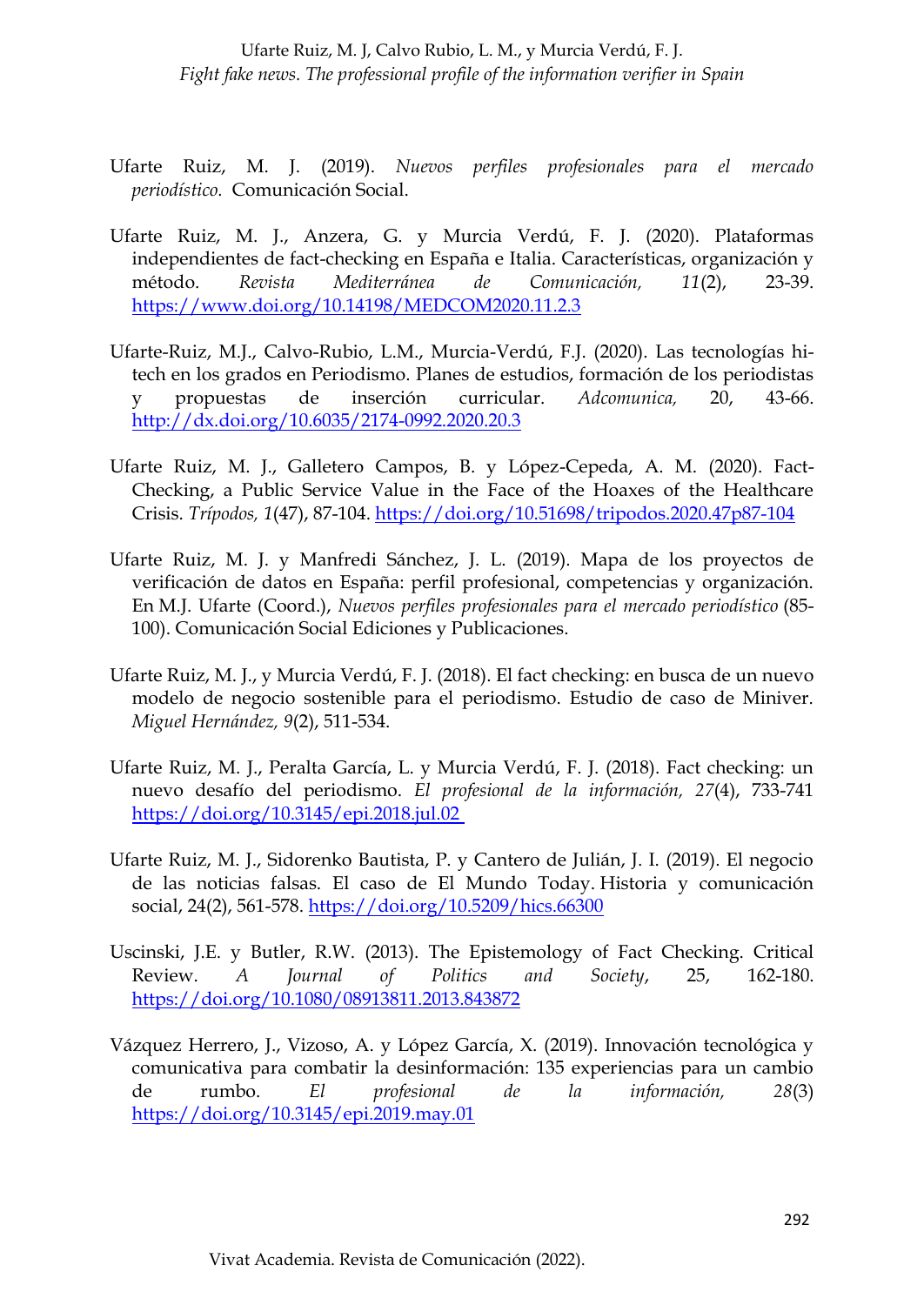Ufarte Ruiz, M. J. (2019). *Nuevos perfiles profesionales para el mercado periodístico.* Comunicación Social.

Ufarte Ruiz, M. J., Anzera, G. y Murcia Verdú, F. J. (2020). Plataformas independientes de fact-checking en España e Italia. Características, organización y método. *Revista Mediterránea de Comunicación, 11*(2), 23-39. https://www.doi.org/10.14198/MEDCOM2020.11.2.3

Ufarte-Ruiz, M.J., Calvo-Rubio, L.M., Murcia-Verdú, F.J. (2020). Las tecnologías hi-tech en los grados en Periodismo. Planes de estudios, formación de los periodistas y propuestas de inserción curricular. *Adcomunica,* 20, 43-66. http://dx.doi.org/10.6035/2174-0992.2020.20.3

Ufarte Ruiz, M. J., Galletero Campos, B. y López-Cepeda, A. M. (2020). Fact-Checking, a Public Service Value in the Face of the Hoaxes of the Healthcare Crisis. *Trípodos, 1*(47), 87-104. https://doi.org/10.51698/tripodos.2020.47p87-104

Ufarte Ruiz, M. J. y Manfredi Sánchez, J. L. (2019). Mapa de los proyectos de verificación de datos en España: perfil profesional, competencias y organización. En M.J. Ufarte (Coord.), *Nuevos perfiles profesionales para el mercado periodístico* (85-100). Comunicación Social Ediciones y Publicaciones.

Ufarte Ruiz, M. J., y Murcia Verdú, F. J. (2018). El fact checking: en busca de un nuevo modelo de negocio sostenible para el periodismo. Estudio de caso de Miniver. *Miguel Hernández, 9*(2), 511-534.

Ufarte Ruiz, M. J., Peralta García, L. y Murcia Verdú, F. J. (2018). Fact checking: un nuevo desafío del periodismo. *El profesional de la información, 27*(4), 733-741 https://doi.org/10.3145/epi.2018.jul.02

Ufarte Ruiz, M. J., Sidorenko Bautista, P. y Cantero de Julián, J. I. (2019). El negocio de las noticias falsas. El caso de El Mundo Today. Historia y comunicación social, 24(2), 561-578. https://doi.org/10.5209/hics.66300

Uscinski, J.E. y Butler, R.W. (2013). The Epistemology of Fact Checking. Critical Review. *A Journal of Politics and Society*, 25, 162-180. https://doi.org/10.1080/08913811.2013.843872

Vázquez Herrero, J., Vizoso, A. y López García, X. (2019). Innovación tecnológica y comunicativa para combatir la desinformación: 135 experiencias para un cambio de rumbo. *El profesional de la información, 28*(3) https://doi.org/10.3145/epi.2019.may.01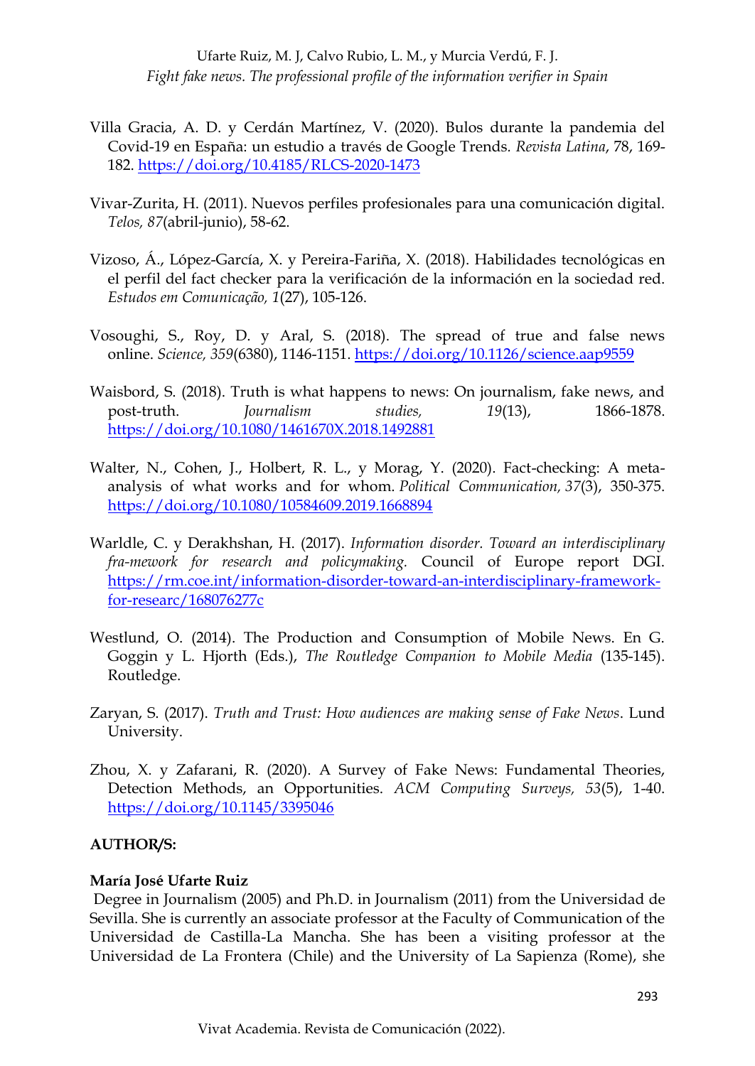Villa Gracia, A. D. y Cerdán Martínez, V. (2020). Bulos durante la pandemia del Covid-19 en España: un estudio a través de Google Trends. *Revista Latina*, 78, 169-182. https://doi.org/10.4185/RLCS-2020-1473

Vivar-Zurita, H. (2011). Nuevos perfiles profesionales para una comunicación digital. *Telos, 87*(abril-junio), 58-62.

Vizoso, Á., López-García, X. y Pereira-Fariña, X. (2018). Habilidades tecnológicas en el perfil del fact checker para la verificación de la información en la sociedad red. *Estudos em Comunicação, 1*(27), 105-126.

Vosoughi, S., Roy, D. y Aral, S. (2018). The spread of true and false news online. *Science, 359*(6380), 1146-1151. https://doi.org/10.1126/science.aap9559

Waisbord, S. (2018). Truth is what happens to news: On journalism, fake news, and post-truth. *Journalism studies, 19*(13), 1866-1878. https://doi.org/10.1080/1461670X.2018.1492881

Walter, N., Cohen, J., Holbert, R. L., y Morag, Y. (2020). Fact-checking: A meta-analysis of what works and for whom. *Political Communication, 37*(3), 350-375. https://doi.org/10.1080/10584609.2019.1668894

Warldle, C. y Derakhshan, H. (2017). *Information disorder. Toward an interdisciplinary fra-mework for research and policymaking.* Council of Europe report DGI. https://rm.coe.int/information-disorder-toward-an-interdisciplinary-framework-for-researc/168076277c

Westlund, O. (2014). The Production and Consumption of Mobile News. En G. Goggin y L. Hjorth (Eds.), *The Routledge Companion to Mobile Media* (135-145). Routledge.

Zaryan, S. (2017). *Truth and Trust: How audiences are making sense of Fake News*. Lund University.

Zhou, X. y Zafarani, R. (2020). A Survey of Fake News: Fundamental Theories, Detection Methods, an Opportunities. *ACM Computing Surveys, 53*(5), 1-40. https://doi.org/10.1145/3395046

**AUTHOR/S:**

**María José Ufarte Ruiz**

Degree in Journalism (2005) and Ph.D. in Journalism (2011) from the Universidad de Sevilla. She is currently an associate professor at the Faculty of Communication of the Universidad de Castilla-La Mancha. She has been a visiting professor at the Universidad de La Frontera (Chile) and the University of La Sapienza (Rome), she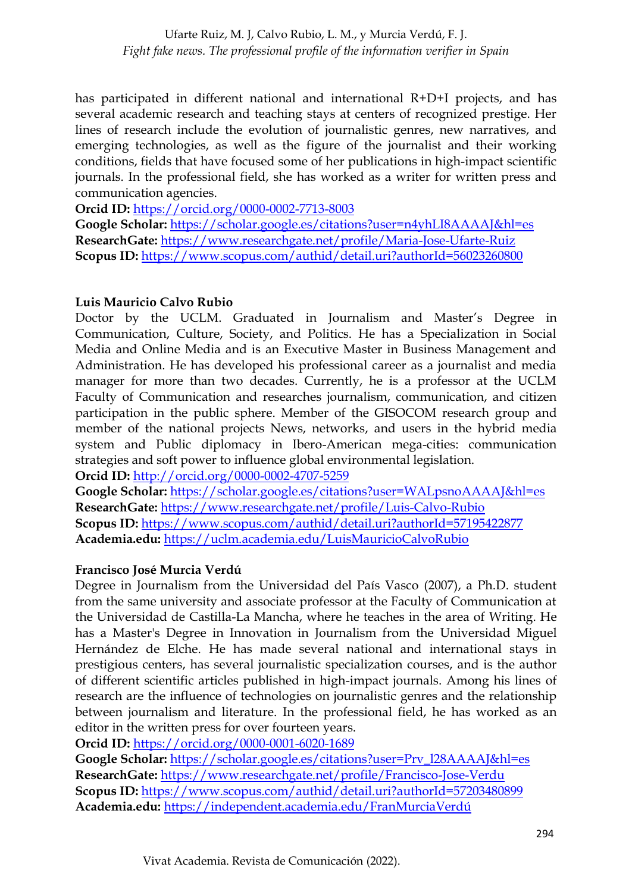has participated in different national and international R+D+I projects, and has several academic research and teaching stays at centers of recognized prestige. Her lines of research include the evolution of journalistic genres, new narratives, and emerging technologies, as well as the figure of the journalist and their working conditions, fields that have focused some of her publications in high-impact scientific journals. In the professional field, she has worked as a writer for written press and communication agencies.

**Orcid ID:** https://orcid.org/0000-0002-7713-8003
**Google Scholar:** https://scholar.google.es/citations?user=n4yhLI8AAAAJ&hl=es
**ResearchGate:** https://www.researchgate.net/profile/Maria-Jose-Ufarte-Ruiz
**Scopus ID:** https://www.scopus.com/authid/detail.uri?authorId=56023260800

**Luis Mauricio Calvo Rubio**

Doctor by the UCLM. Graduated in Journalism and Master's Degree in Communication, Culture, Society, and Politics. He has a Specialization in Social Media and Online Media and is an Executive Master in Business Management and Administration. He has developed his professional career as a journalist and media manager for more than two decades. Currently, he is a professor at the UCLM Faculty of Communication and researches journalism, communication, and citizen participation in the public sphere. Member of the GISOCOM research group and member of the national projects News, networks, and users in the hybrid media system and Public diplomacy in Ibero-American mega-cities: communication strategies and soft power to influence global environmental legislation.

**Orcid ID:** http://orcid.org/0000-0002-4707-5259
**Google Scholar:** https://scholar.google.es/citations?user=WALpsnoAAAAJ&hl=es
**ResearchGate:** https://www.researchgate.net/profile/Luis-Calvo-Rubio
**Scopus ID:** https://www.scopus.com/authid/detail.uri?authorId=57195422877
**Academia.edu:** https://uclm.academia.edu/LuisMauricioCalvoRubio

**Francisco José Murcia Verdú**

Degree in Journalism from the Universidad del País Vasco (2007), a Ph.D. student from the same university and associate professor at the Faculty of Communication at the Universidad de Castilla-La Mancha, where he teaches in the area of Writing. He has a Master's Degree in Innovation in Journalism from the Universidad Miguel Hernández de Elche. He has made several national and international stays in prestigious centers, has several journalistic specialization courses, and is the author of different scientific articles published in high-impact journals. Among his lines of research are the influence of technologies on journalistic genres and the relationship between journalism and literature. In the professional field, he has worked as an editor in the written press for over fourteen years.

**Orcid ID:** https://orcid.org/0000-0001-6020-1689
**Google Scholar:** https://scholar.google.es/citations?user=Prv_l28AAAAJ&hl=es
**ResearchGate:** https://www.researchgate.net/profile/Francisco-Jose-Verdu
**Scopus ID:** https://www.scopus.com/authid/detail.uri?authorId=57203480899
**Academia.edu:** https://independent.academia.edu/FranMurciaVerdú